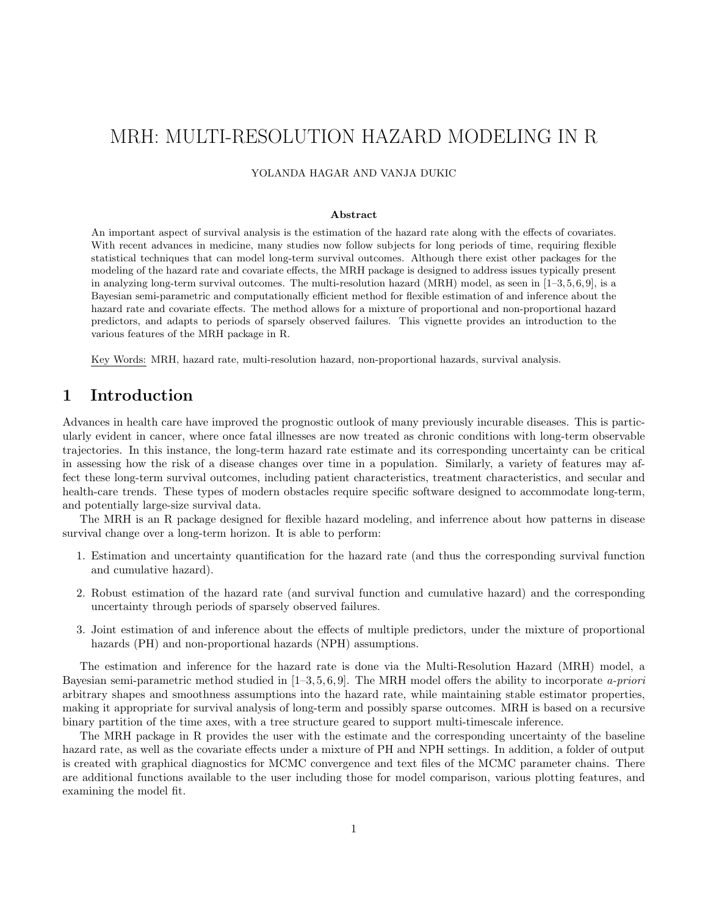# MRH: MULTI-RESOLUTION HAZARD MODELING IN R

YOLANDA HAGAR AND VANJA DUKIC

**Abstract**

An important aspect of survival analysis is the estimation of the hazard rate along with the effects of covariates. With recent advances in medicine, many studies now follow subjects for long periods of time, requiring flexible statistical techniques that can model long-term survival outcomes. Although there exist other packages for the modeling of the hazard rate and covariate effects, the MRH package is designed to address issues typically present in analyzing long-term survival outcomes. The multi-resolution hazard (MRH) model, as seen in [1–3, 5, 6, 9], is a Bayesian semi-parametric and computationally efficient method for flexible estimation of and inference about the hazard rate and covariate effects. The method allows for a mixture of proportional and non-proportional hazard predictors, and adapts to periods of sparsely observed failures. This vignette provides an introduction to the various features of the MRH package in R.

Key Words: MRH, hazard rate, multi-resolution hazard, non-proportional hazards, survival analysis.

## 1 Introduction

Advances in health care have improved the prognostic outlook of many previously incurable diseases. This is particularly evident in cancer, where once fatal illnesses are now treated as chronic conditions with long-term observable trajectories. In this instance, the long-term hazard rate estimate and its corresponding uncertainty can be critical in assessing how the risk of a disease changes over time in a population. Similarly, a variety of features may affect these long-term survival outcomes, including patient characteristics, treatment characteristics, and secular and health-care trends. These types of modern obstacles require specific software designed to accommodate long-term, and potentially large-size survival data.

The MRH is an R package designed for flexible hazard modeling, and inferrence about how patterns in disease survival change over a long-term horizon. It is able to perform:

1. Estimation and uncertainty quantification for the hazard rate (and thus the corresponding survival function and cumulative hazard).
2. Robust estimation of the hazard rate (and survival function and cumulative hazard) and the corresponding uncertainty through periods of sparsely observed failures.
3. Joint estimation of and inference about the effects of multiple predictors, under the mixture of proportional hazards (PH) and non-proportional hazards (NPH) assumptions.

The estimation and inference for the hazard rate is done via the Multi-Resolution Hazard (MRH) model, a Bayesian semi-parametric method studied in [1–3, 5, 6, 9]. The MRH model offers the ability to incorporate *a-priori* arbitrary shapes and smoothness assumptions into the hazard rate, while maintaining stable estimator properties, making it appropriate for survival analysis of long-term and possibly sparse outcomes. MRH is based on a recursive binary partition of the time axes, with a tree structure geared to support multi-timescale inference.

The MRH package in R provides the user with the estimate and the corresponding uncertainty of the baseline hazard rate, as well as the covariate effects under a mixture of PH and NPH settings. In addition, a folder of output is created with graphical diagnostics for MCMC convergence and text files of the MCMC parameter chains. There are additional functions available to the user including those for model comparison, various plotting features, and examining the model fit.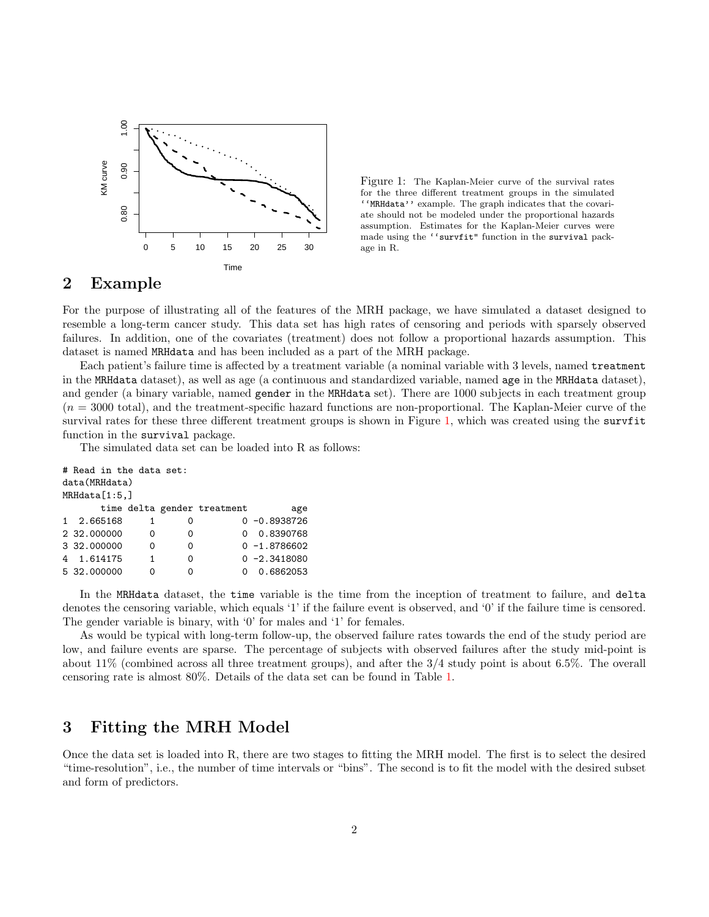KM curve

1.00

0.90

0.80

0 5 10 15 20 25 30

Time

Figure 1: The Kaplan-Meier curve of the survival rates for the three different treatment groups in the simulated ''MRHdata'' example. The graph indicates that the covariate should not be modeled under the proportional hazards assumption. Estimates for the Kaplan-Meier curves were made using the ''survfit" function in the survival package in R.

## 2 Example

For the purpose of illustrating all of the features of the MRH package, we have simulated a dataset designed to resemble a long-term cancer study. This data set has high rates of censoring and periods with sparsely observed failures. In addition, one of the covariates (treatment) does not follow a proportional hazards assumption. This dataset is named MRHdata and has been included as a part of the MRH package.

Each patient's failure time is affected by a treatment variable (a nominal variable with 3 levels, named treatment in the MRHdata dataset), as well as age (a continuous and standardized variable, named age in the MRHdata dataset), and gender (a binary variable, named gender in the MRHdata set). There are 1000 subjects in each treatment group ($n = 3000$ total), and the treatment-specific hazard functions are non-proportional. The Kaplan-Meier curve of the survival rates for these three different treatment groups is shown in Figure 1, which was created using the survfit function in the survival package.

The simulated data set can be loaded into R as follows:

```
# Read in the data set:
data(MRHdata)
MRHdata[1:5,]
       time delta gender treatment        age
1  2.665168     1      0         0 -0.8938726
2 32.000000     0      0         0  0.8390768
3 32.000000     0      0         0 -1.8786602
4  1.614175     1      0         0 -2.3418080
5 32.000000     0      0         0  0.6862053
```

In the MRHdata dataset, the time variable is the time from the inception of treatment to failure, and delta denotes the censoring variable, which equals '1' if the failure event is observed, and '0' if the failure time is censored. The gender variable is binary, with '0' for males and '1' for females.

As would be typical with long-term follow-up, the observed failure rates towards the end of the study period are low, and failure events are sparse. The percentage of subjects with observed failures after the study mid-point is about 11% (combined across all three treatment groups), and after the 3/4 study point is about 6.5%. The overall censoring rate is almost 80%. Details of the data set can be found in Table 1.

## 3 Fitting the MRH Model

Once the data set is loaded into R, there are two stages to fitting the MRH model. The first is to select the desired "time-resolution", i.e., the number of time intervals or "bins". The second is to fit the model with the desired subset and form of predictors.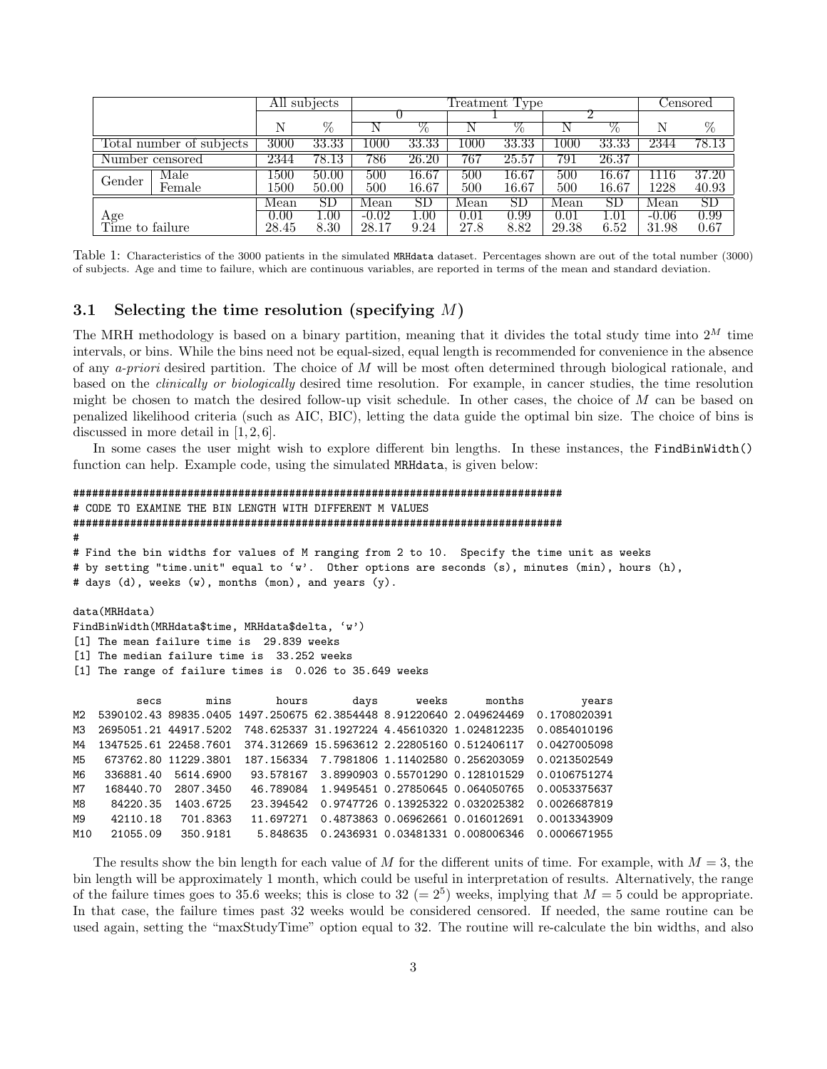| | | All subjects | | Treatment Type | | | | | | Censored | |
|---|---|---|---|---|---|---|---|---|---|---|---|
| | | | | 0 | | 1 | | 2 | | | |
| | | N | % | N | % | N | % | N | % | N | % |
| Total number of subjects | | 3000 | 33.33 | 1000 | 33.33 | 1000 | 33.33 | 1000 | 33.33 | 2344 | 78.13 |
| Number censored | | 2344 | 78.13 | 786 | 26.20 | 767 | 25.57 | 791 | 26.37 | | |
| Gender | Male | 1500 | 50.00 | 500 | 16.67 | 500 | 16.67 | 500 | 16.67 | 1116 | 37.20 |
| | Female | 1500 | 50.00 | 500 | 16.67 | 500 | 16.67 | 500 | 16.67 | 1228 | 40.93 |
| | | Mean | SD | Mean | SD | Mean | SD | Mean | SD | Mean | SD |
| Age | | 0.00 | 1.00 | -0.02 | 1.00 | 0.01 | 0.99 | 0.01 | 1.01 | -0.06 | 0.99 |
| Time to failure | | 28.45 | 8.30 | 28.17 | 9.24 | 27.8 | 8.82 | 29.38 | 6.52 | 31.98 | 0.67 |

Table 1: Characteristics of the 3000 patients in the simulated MRHdata dataset. Percentages shown are out of the total number (3000) of subjects. Age and time to failure, which are continuous variables, are reported in terms of the mean and standard deviation.

### 3.1 Selecting the time resolution (specifying $M$)

The MRH methodology is based on a binary partition, meaning that it divides the total study time into $2^M$ time intervals, or bins. While the bins need not be equal-sized, equal length is recommended for convenience in the absence of any *a-priori* desired partition. The choice of $M$ will be most often determined through biological rationale, and based on the *clinically or biologically* desired time resolution. For example, in cancer studies, the time resolution might be chosen to match the desired follow-up visit schedule. In other cases, the choice of $M$ can be based on penalized likelihood criteria (such as AIC, BIC), letting the data guide the optimal bin size. The choice of bins is discussed in more detail in [1, 2, 6].

In some cases the user might wish to explore different bin lengths. In these instances, the FindBinWidth() function can help. Example code, using the simulated MRHdata, is given below:

```
################################################################################
# CODE TO EXAMINE THE BIN LENGTH WITH DIFFERENT M VALUES
################################################################################
#
# Find the bin widths for values of M ranging from 2 to 10.  Specify the time unit as weeks
# by setting "time.unit" equal to 'w'.  Other options are seconds (s), minutes (min), hours (h),
# days (d), weeks (w), months (mon), and years (y).

data(MRHdata)
FindBinWidth(MRHdata$time, MRHdata$delta, 'w')
[1] The mean failure time is  29.839 weeks
[1] The median failure time is  33.252 weeks
[1] The range of failure times is  0.026 to 35.649 weeks

          secs       mins        hours        days      weeks      months        years
M2  5390102.43 89835.0405 1497.250675 62.3854448 8.91220640 2.049624469  0.1708020391
M3  2695051.21 44917.5202  748.625337 31.1927224 4.45610320 1.024812235  0.0854010196
M4  1347525.61 22458.7601  374.312669 15.5963612 2.22805160 0.512406117  0.0427005098
M5   673762.80 11229.3801  187.156334  7.7981806 1.11402580 0.256203059  0.0213502549
M6   336881.40  5614.6900   93.578167  3.8990903 0.55701290 0.128101529  0.0106751274
M7   168440.70  2807.3450   46.789084  1.9495451 0.27850645 0.064050765  0.0053375637
M8    84220.35  1403.6725   23.394542  0.9747726 0.13925322 0.032025382  0.0026687819
M9    42110.18   701.8363   11.697271  0.4873863 0.06962661 0.016012691  0.0013343909
M10   21055.09   350.9181    5.848635  0.2436931 0.03481331 0.008006346  0.0006671955
```

The results show the bin length for each value of $M$ for the different units of time. For example, with $M = 3$, the bin length will be approximately 1 month, which could be useful in interpretation of results. Alternatively, the range of the failure times goes to 35.6 weeks; this is close to 32 ($= 2^5$) weeks, implying that $M = 5$ could be appropriate. In that case, the failure times past 32 weeks would be considered censored. If needed, the same routine can be used again, setting the "maxStudyTime" option equal to 32. The routine will re-calculate the bin widths, and also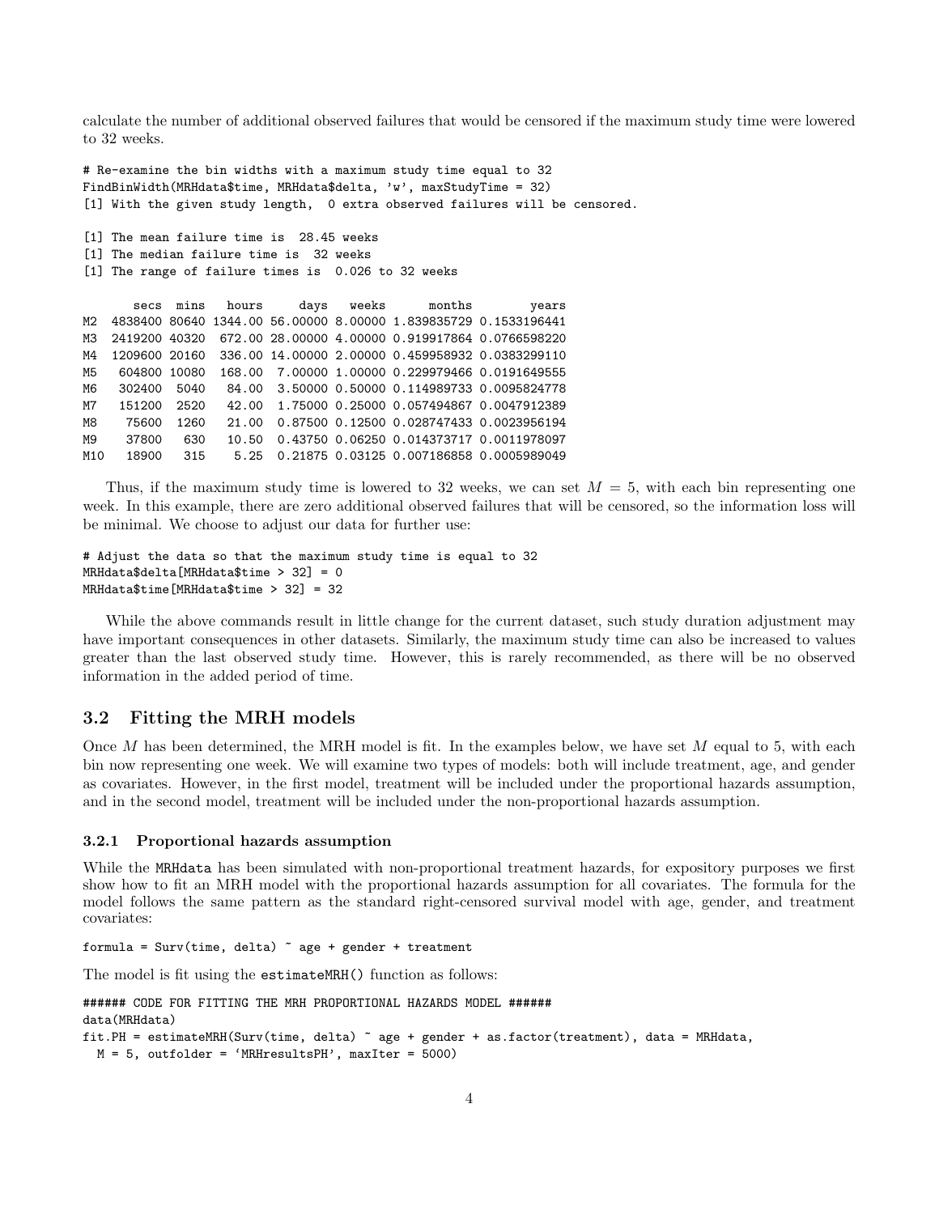calculate the number of additional observed failures that would be censored if the maximum study time were lowered to 32 weeks.

```
# Re-examine the bin widths with a maximum study time equal to 32
FindBinWidth(MRHdata$time, MRHdata$delta, 'w', maxStudyTime = 32)
[1] With the given study length,  0 extra observed failures will be censored.

[1] The mean failure time is  28.45 weeks
[1] The median failure time is  32 weeks
[1] The range of failure times is  0.026 to 32 weeks

       secs  mins   hours     days   weeks      months        years
M2  4838400 80640 1344.00 56.00000 8.00000 1.839835729 0.1533196441
M3  2419200 40320  672.00 28.00000 4.00000 0.919917864 0.0766598220
M4  1209600 20160  336.00 14.00000 2.00000 0.459958932 0.0383299110
M5   604800 10080  168.00  7.00000 1.00000 0.229979466 0.0191649555
M6   302400  5040   84.00  3.50000 0.50000 0.114989733 0.0095824778
M7   151200  2520   42.00  1.75000 0.25000 0.057494867 0.0047912389
M8    75600  1260   21.00  0.87500 0.12500 0.028747433 0.0023956194
M9    37800   630   10.50  0.43750 0.06250 0.014373717 0.0011978097
M10   18900   315    5.25  0.21875 0.03125 0.007186858 0.0005989049
```

Thus, if the maximum study time is lowered to 32 weeks, we can set $M = 5$, with each bin representing one week. In this example, there are zero additional observed failures that will be censored, so the information loss will be minimal. We choose to adjust our data for further use:

```
# Adjust the data so that the maximum study time is equal to 32
MRHdata$delta[MRHdata$time > 32] = 0
MRHdata$time[MRHdata$time > 32] = 32
```

While the above commands result in little change for the current dataset, such study duration adjustment may have important consequences in other datasets. Similarly, the maximum study time can also be increased to values greater than the last observed study time. However, this is rarely recommended, as there will be no observed information in the added period of time.

## 3.2 Fitting the MRH models

Once $M$ has been determined, the MRH model is fit. In the examples below, we have set $M$ equal to 5, with each bin now representing one week. We will examine two types of models: both will include treatment, age, and gender as covariates. However, in the first model, treatment will be included under the proportional hazards assumption, and in the second model, treatment will be included under the non-proportional hazards assumption.

### 3.2.1 Proportional hazards assumption

While the MRHdata has been simulated with non-proportional treatment hazards, for expository purposes we first show how to fit an MRH model with the proportional hazards assumption for all covariates. The formula for the model follows the same pattern as the standard right-censored survival model with age, gender, and treatment covariates:

```
formula = Surv(time, delta) ~ age + gender + treatment
```

The model is fit using the `estimateMRH()` function as follows:

```
###### CODE FOR FITTING THE MRH PROPORTIONAL HAZARDS MODEL ######
data(MRHdata)
fit.PH = estimateMRH(Surv(time, delta) ~ age + gender + as.factor(treatment), data = MRHdata,
  M = 5, outfolder = 'MRHresultsPH', maxIter = 5000)
```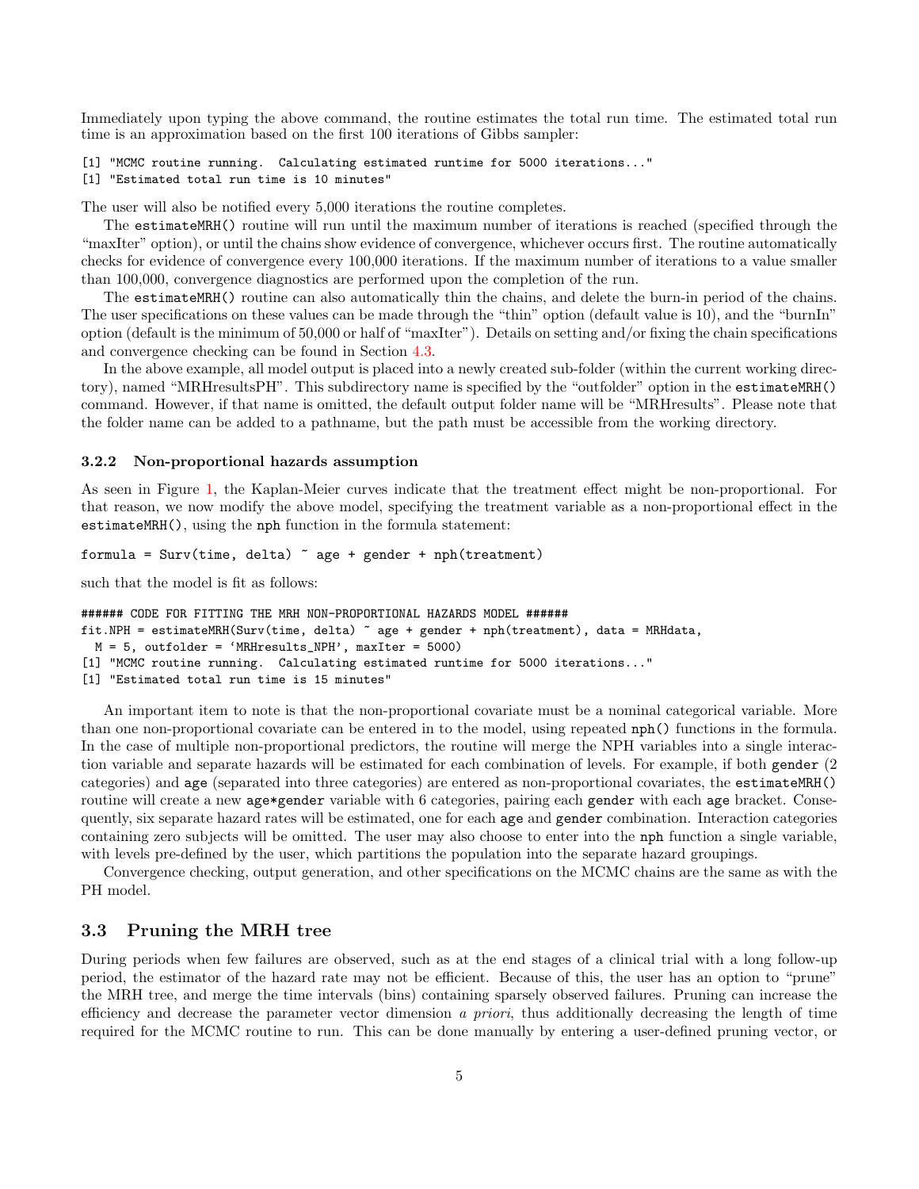Immediately upon typing the above command, the routine estimates the total run time. The estimated total run time is an approximation based on the first 100 iterations of Gibbs sampler:

```
[1] "MCMC routine running.  Calculating estimated runtime for 5000 iterations..."
[1] "Estimated total run time is 10 minutes"
```

The user will also be notified every 5,000 iterations the routine completes.

The `estimateMRH()` routine will run until the maximum number of iterations is reached (specified through the "maxIter" option), or until the chains show evidence of convergence, whichever occurs first. The routine automatically checks for evidence of convergence every 100,000 iterations. If the maximum number of iterations to a value smaller than 100,000, convergence diagnostics are performed upon the completion of the run.

The `estimateMRH()` routine can also automatically thin the chains, and delete the burn-in period of the chains. The user specifications on these values can be made through the "thin" option (default value is 10), and the "burnIn" option (default is the minimum of 50,000 or half of "maxIter"). Details on setting and/or fixing the chain specifications and convergence checking can be found in Section 4.3.

In the above example, all model output is placed into a newly created sub-folder (within the current working directory), named "MRHresultsPH". This subdirectory name is specified by the "outfolder" option in the `estimateMRH()` command. However, if that name is omitted, the default output folder name will be "MRHresults". Please note that the folder name can be added to a pathname, but the path must be accessible from the working directory.

### 3.2.2 Non-proportional hazards assumption

As seen in Figure 1, the Kaplan-Meier curves indicate that the treatment effect might be non-proportional. For that reason, we now modify the above model, specifying the treatment variable as a non-proportional effect in the `estimateMRH()`, using the `nph` function in the formula statement:

```
formula = Surv(time, delta) ~ age + gender + nph(treatment)
```

such that the model is fit as follows:

```
###### CODE FOR FITTING THE MRH NON-PROPORTIONAL HAZARDS MODEL ######
fit.NPH = estimateMRH(Surv(time, delta) ~ age + gender + nph(treatment), data = MRHdata,
  M = 5, outfolder = 'MRHresults_NPH', maxIter = 5000)
[1] "MCMC routine running.  Calculating estimated runtime for 5000 iterations..."
[1] "Estimated total run time is 15 minutes"
```

An important item to note is that the non-proportional covariate must be a nominal categorical variable. More than one non-proportional covariate can be entered in to the model, using repeated `nph()` functions in the formula. In the case of multiple non-proportional predictors, the routine will merge the NPH variables into a single interaction variable and separate hazards will be estimated for each combination of levels. For example, if both `gender` (2 categories) and `age` (separated into three categories) are entered as non-proportional covariates, the `estimateMRH()` routine will create a new `age*gender` variable with 6 categories, pairing each `gender` with each `age` bracket. Consequently, six separate hazard rates will be estimated, one for each `age` and `gender` combination. Interaction categories containing zero subjects will be omitted. The user may also choose to enter into the `nph` function a single variable, with levels pre-defined by the user, which partitions the population into the separate hazard groupings.

Convergence checking, output generation, and other specifications on the MCMC chains are the same as with the PH model.

## 3.3 Pruning the MRH tree

During periods when few failures are observed, such as at the end stages of a clinical trial with a long follow-up period, the estimator of the hazard rate may not be efficient. Because of this, the user has an option to "prune" the MRH tree, and merge the time intervals (bins) containing sparsely observed failures. Pruning can increase the efficiency and decrease the parameter vector dimension *a priori*, thus additionally decreasing the length of time required for the MCMC routine to run. This can be done manually by entering a user-defined pruning vector, or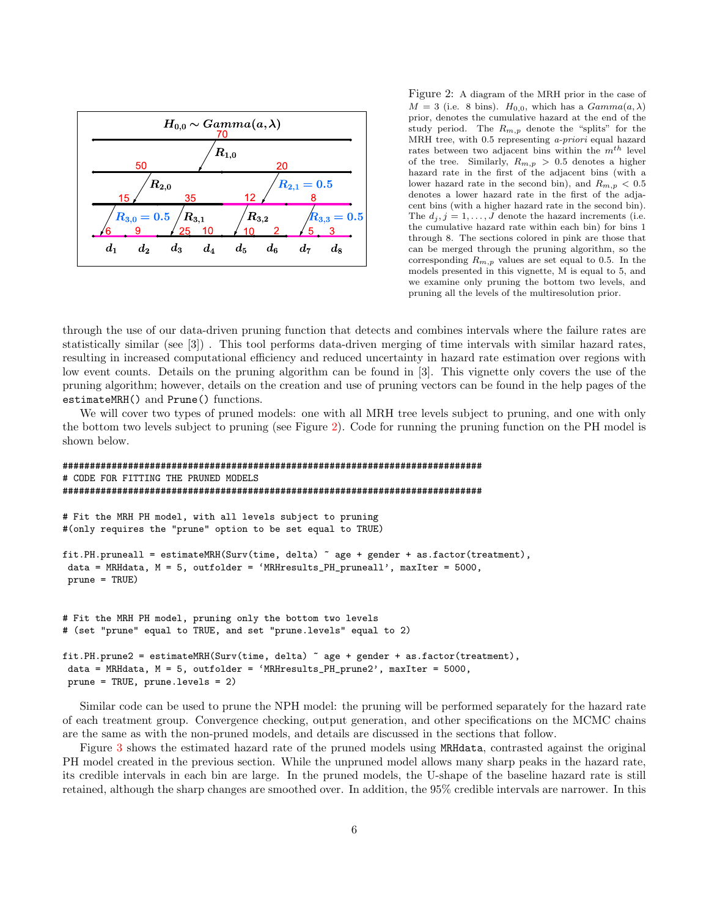$H_{0,0} \sim Gamma(a, \lambda)$

70

$R_{1,0}$

50

20

$R_{2,0}$

$R_{2,1} = 0.5$

15

35

12

8

$R_{3,0} = 0.5$

$R_{3,1}$

$R_{3,2}$

$R_{3,3} = 0.5$

6

9

25

10

10

2

5

3

$d_1$ $d_2$ $d_3$ $d_4$ $d_5$ $d_6$ $d_7$ $d_8$

Figure 2: A diagram of the MRH prior in the case of $M = 3$ (i.e. 8 bins). $H_{0,0}$, which has a $Gamma(a, \lambda)$ prior, denotes the cumulative hazard at the end of the study period. The $R_{m,p}$ denote the "splits" for the MRH tree, with 0.5 representing *a-priori* equal hazard rates between two adjacent bins within the $m^{th}$ level of the tree. Similarly, $R_{m,p} > 0.5$ denotes a higher hazard rate in the first of the adjacent bins (with a lower hazard rate in the second bin), and $R_{m,p} < 0.5$ denotes a lower hazard rate in the first of the adjacent bins (with a higher hazard rate in the second bin). The $d_j, j = 1, \ldots, J$ denote the hazard increments (i.e. the cumulative hazard rate within each bin) for bins 1 through 8. The sections colored in pink are those that can be merged through the pruning algorithm, so the corresponding $R_{m,p}$ values are set equal to 0.5. In the models presented in this vignette, M is equal to 5, and we examine only pruning the bottom two levels, and pruning all the levels of the multiresolution prior.

through the use of our data-driven pruning function that detects and combines intervals where the failure rates are statistically similar (see [3]) . This tool performs data-driven merging of time intervals with similar hazard rates, resulting in increased computational efficiency and reduced uncertainty in hazard rate estimation over regions with low event counts. Details on the pruning algorithm can be found in [3]. This vignette only covers the use of the pruning algorithm; however, details on the creation and use of pruning vectors can be found in the help pages of the `estimateMRH()` and `Prune()` functions.

We will cover two types of pruned models: one with all MRH tree levels subject to pruning, and one with only the bottom two levels subject to pruning (see Figure 2). Code for running the pruning function on the PH model is shown below.

```
###############################################################################
# CODE FOR FITTING THE PRUNED MODELS
###############################################################################

# Fit the MRH PH model, with all levels subject to pruning
#(only requires the "prune" option to be set equal to TRUE)

fit.PH.pruneall = estimateMRH(Surv(time, delta) ~ age + gender + as.factor(treatment),
 data = MRHdata, M = 5, outfolder = 'MRHresults_PH_pruneall', maxIter = 5000,
 prune = TRUE)


# Fit the MRH PH model, pruning only the bottom two levels
# (set "prune" equal to TRUE, and set "prune.levels" equal to 2)

fit.PH.prune2 = estimateMRH(Surv(time, delta) ~ age + gender + as.factor(treatment),
 data = MRHdata, M = 5, outfolder = 'MRHresults_PH_prune2', maxIter = 5000,
 prune = TRUE, prune.levels = 2)
```

Similar code can be used to prune the NPH model: the pruning will be performed separately for the hazard rate of each treatment group. Convergence checking, output generation, and other specifications on the MCMC chains are the same as with the non-pruned models, and details are discussed in the sections that follow.

Figure 3 shows the estimated hazard rate of the pruned models using `MRHdata`, contrasted against the original PH model created in the previous section. While the unpruned model allows many sharp peaks in the hazard rate, its credible intervals in each bin are large. In the pruned models, the U-shape of the baseline hazard rate is still retained, although the sharp changes are smoothed over. In addition, the 95% credible intervals are narrower. In this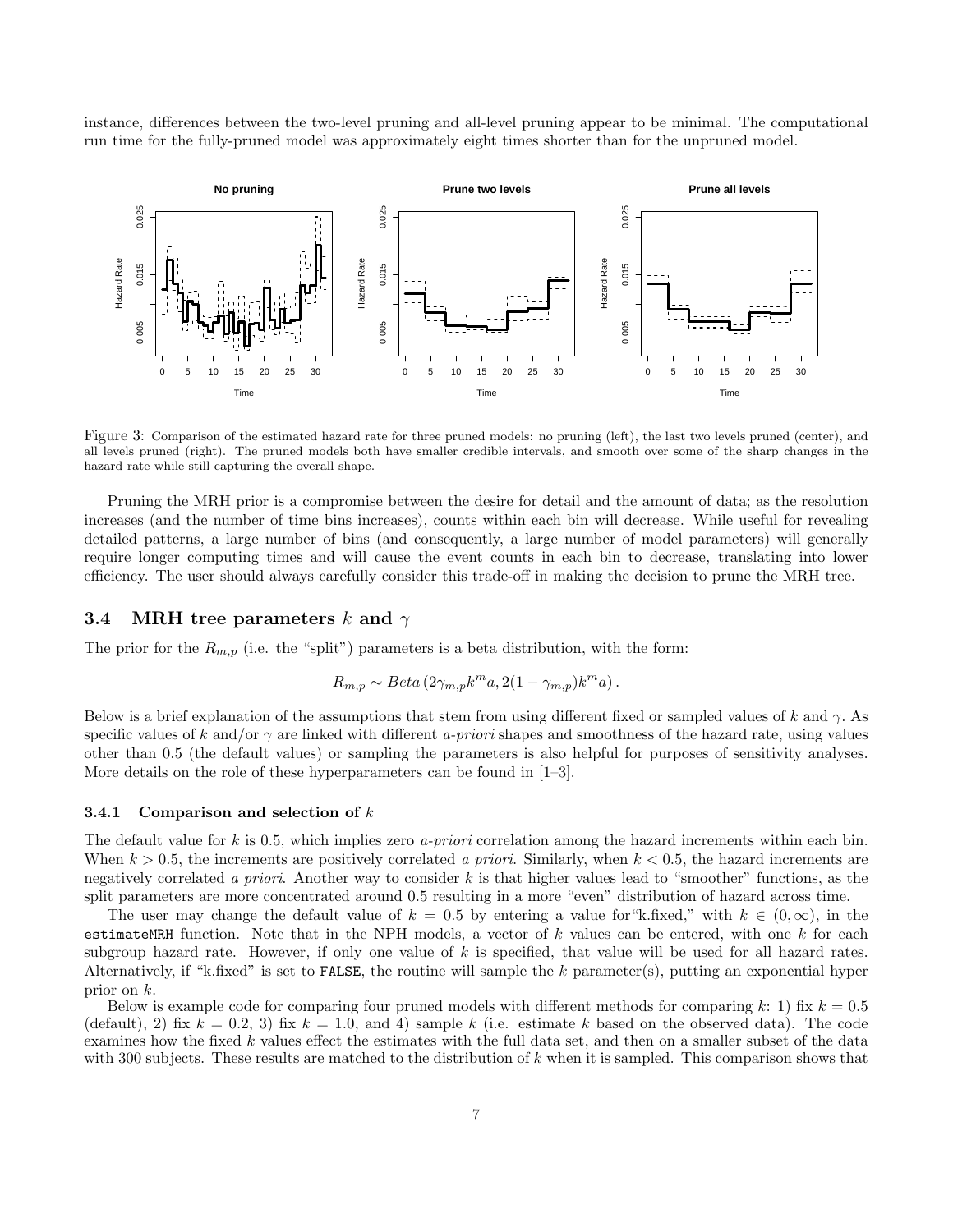instance, differences between the two-level pruning and all-level pruning appear to be minimal. The computational run time for the fully-pruned model was approximately eight times shorter than for the unpruned model.

No pruning

Prune two levels

Prune all levels

Hazard Rate

Time

0.005
0.015
0.025

0 5 10 15 20 25 30

Figure 3: Comparison of the estimated hazard rate for three pruned models: no pruning (left), the last two levels pruned (center), and all levels pruned (right). The pruned models both have smaller credible intervals, and smooth over some of the sharp changes in the hazard rate while still capturing the overall shape.

Pruning the MRH prior is a compromise between the desire for detail and the amount of data; as the resolution increases (and the number of time bins increases), counts within each bin will decrease. While useful for revealing detailed patterns, a large number of bins (and consequently, a large number of model parameters) will generally require longer computing times and will cause the event counts in each bin to decrease, translating into lower efficiency. The user should always carefully consider this trade-off in making the decision to prune the MRH tree.

## 3.4 MRH tree parameters $k$ and $\gamma$

The prior for the $R_{m,p}$ (i.e. the "split") parameters is a beta distribution, with the form:

$$R_{m,p} \sim Beta\left(2\gamma_{m,p}k^m a, 2(1-\gamma_{m,p})k^m a\right).$$

Below is a brief explanation of the assumptions that stem from using different fixed or sampled values of $k$ and $\gamma$. As specific values of $k$ and/or $\gamma$ are linked with different *a-priori* shapes and smoothness of the hazard rate, using values other than 0.5 (the default values) or sampling the parameters is also helpful for purposes of sensitivity analyses. More details on the role of these hyperparameters can be found in [1–3].

### 3.4.1 Comparison and selection of $k$

The default value for $k$ is 0.5, which implies zero *a-priori* correlation among the hazard increments within each bin. When $k > 0.5$, the increments are positively correlated *a priori*. Similarly, when $k < 0.5$, the hazard increments are negatively correlated *a priori*. Another way to consider $k$ is that higher values lead to "smoother" functions, as the split parameters are more concentrated around 0.5 resulting in a more "even" distribution of hazard across time.

The user may change the default value of $k = 0.5$ by entering a value for"k.fixed," with $k \in (0, \infty)$, in the `estimateMRH` function. Note that in the NPH models, a vector of $k$ values can be entered, with one $k$ for each subgroup hazard rate. However, if only one value of $k$ is specified, that value will be used for all hazard rates. Alternatively, if "k.fixed" is set to `FALSE`, the routine will sample the $k$ parameter(s), putting an exponential hyper prior on $k$.

Below is example code for comparing four pruned models with different methods for comparing $k$: 1) fix $k = 0.5$ (default), 2) fix $k = 0.2$, 3) fix $k = 1.0$, and 4) sample $k$ (i.e. estimate $k$ based on the observed data). The code examines how the fixed $k$ values effect the estimates with the full data set, and then on a smaller subset of the data with 300 subjects. These results are matched to the distribution of $k$ when it is sampled. This comparison shows that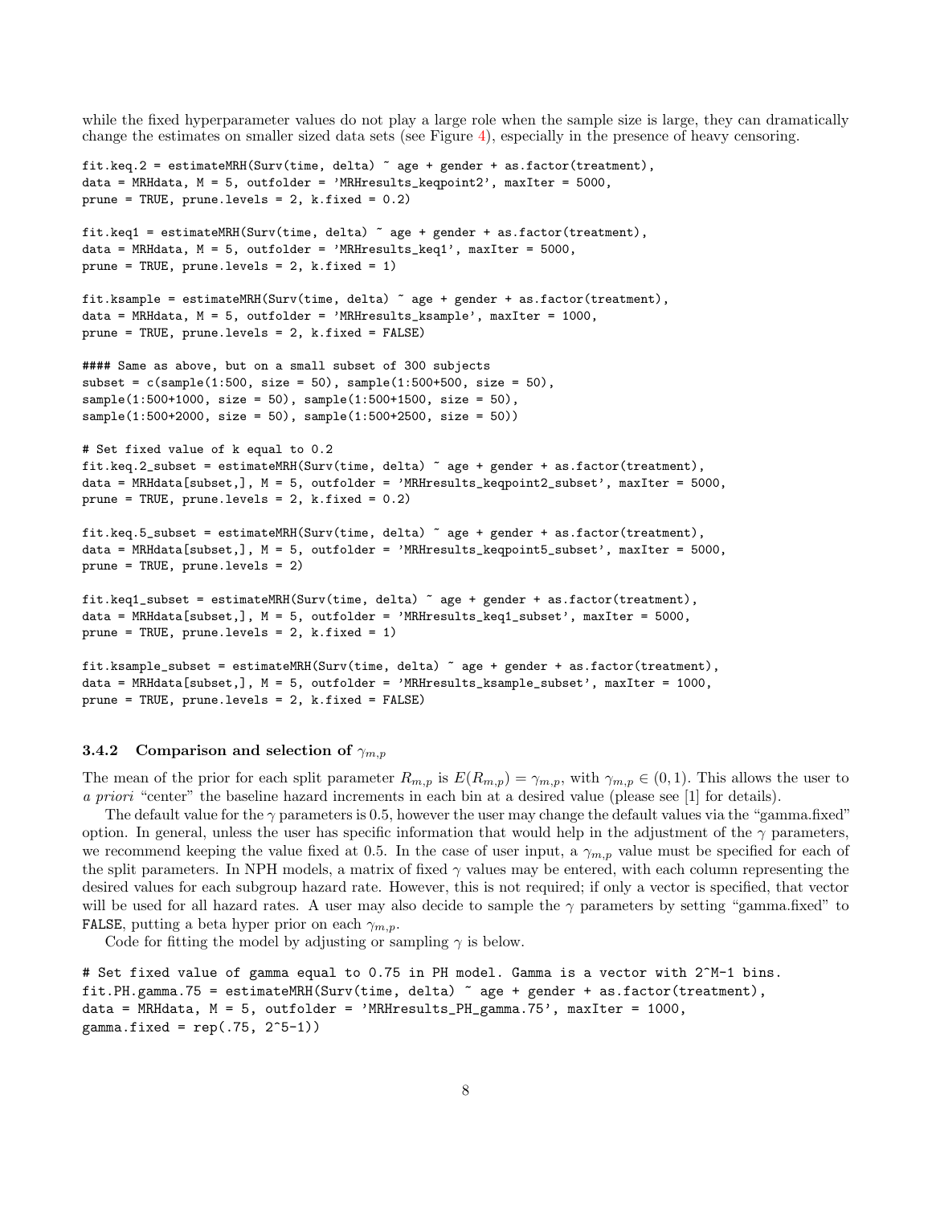while the fixed hyperparameter values do not play a large role when the sample size is large, they can dramatically change the estimates on smaller sized data sets (see Figure 4), especially in the presence of heavy censoring.

```
fit.keq.2 = estimateMRH(Surv(time, delta) ~ age + gender + as.factor(treatment),
data = MRHdata, M = 5, outfolder = 'MRHresults_keqpoint2', maxIter = 5000,
prune = TRUE, prune.levels = 2, k.fixed = 0.2)

fit.keq1 = estimateMRH(Surv(time, delta) ~ age + gender + as.factor(treatment),
data = MRHdata, M = 5, outfolder = 'MRHresults_keq1', maxIter = 5000,
prune = TRUE, prune.levels = 2, k.fixed = 1)

fit.ksample = estimateMRH(Surv(time, delta) ~ age + gender + as.factor(treatment),
data = MRHdata, M = 5, outfolder = 'MRHresults_ksample', maxIter = 1000,
prune = TRUE, prune.levels = 2, k.fixed = FALSE)

#### Same as above, but on a small subset of 300 subjects
subset = c(sample(1:500, size = 50), sample(1:500+500, size = 50),
sample(1:500+1000, size = 50), sample(1:500+1500, size = 50),
sample(1:500+2000, size = 50), sample(1:500+2500, size = 50))

# Set fixed value of k equal to 0.2
fit.keq.2_subset = estimateMRH(Surv(time, delta) ~ age + gender + as.factor(treatment),
data = MRHdata[subset,], M = 5, outfolder = 'MRHresults_keqpoint2_subset', maxIter = 5000,
prune = TRUE, prune.levels = 2, k.fixed = 0.2)

fit.keq.5_subset = estimateMRH(Surv(time, delta) ~ age + gender + as.factor(treatment),
data = MRHdata[subset,], M = 5, outfolder = 'MRHresults_keqpoint5_subset', maxIter = 5000,
prune = TRUE, prune.levels = 2)

fit.keq1_subset = estimateMRH(Surv(time, delta) ~ age + gender + as.factor(treatment),
data = MRHdata[subset,], M = 5, outfolder = 'MRHresults_keq1_subset', maxIter = 5000,
prune = TRUE, prune.levels = 2, k.fixed = 1)

fit.ksample_subset = estimateMRH(Surv(time, delta) ~ age + gender + as.factor(treatment),
data = MRHdata[subset,], M = 5, outfolder = 'MRHresults_ksample_subset', maxIter = 1000,
prune = TRUE, prune.levels = 2, k.fixed = FALSE)
```

### 3.4.2 Comparison and selection of $\gamma_{m,p}$

The mean of the prior for each split parameter $R_{m,p}$ is $E(R_{m,p}) = \gamma_{m,p}$, with $\gamma_{m,p} \in (0, 1)$. This allows the user to *a priori* "center" the baseline hazard increments in each bin at a desired value (please see [1] for details).

The default value for the $\gamma$ parameters is 0.5, however the user may change the default values via the "gamma.fixed" option. In general, unless the user has specific information that would help in the adjustment of the $\gamma$ parameters, we recommend keeping the value fixed at 0.5. In the case of user input, a $\gamma_{m,p}$ value must be specified for each of the split parameters. In NPH models, a matrix of fixed $\gamma$ values may be entered, with each column representing the desired values for each subgroup hazard rate. However, this is not required; if only a vector is specified, that vector will be used for all hazard rates. A user may also decide to sample the $\gamma$ parameters by setting "gamma.fixed" to FALSE, putting a beta hyper prior on each $\gamma_{m,p}$.

Code for fitting the model by adjusting or sampling $\gamma$ is below.

```
# Set fixed value of gamma equal to 0.75 in PH model. Gamma is a vector with 2^M-1 bins.
fit.PH.gamma.75 = estimateMRH(Surv(time, delta) ~ age + gender + as.factor(treatment),
data = MRHdata, M = 5, outfolder = 'MRHresults_PH_gamma.75', maxIter = 1000,
gamma.fixed = rep(.75, 2^5-1))
```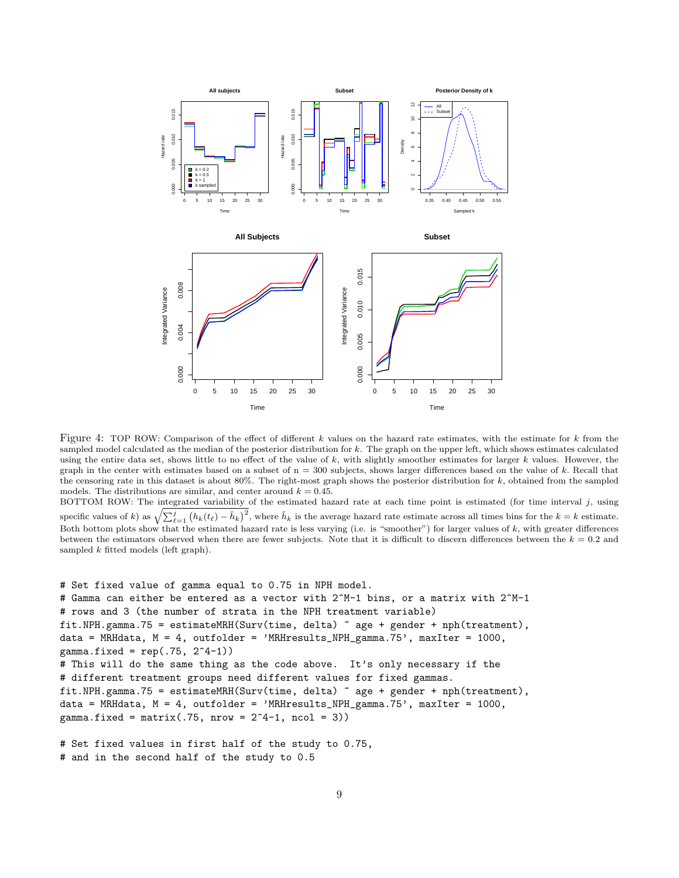All subjects

Hazard rate

0.000 0.005 0.010 0.015

0 5 10 15 20 25 30

Time

k = 0.2
k = 0.5
k = 1
k sampled

Subset

Hazard rate

0.000 0.005 0.010 0.015

0 5 10 15 20 25 30

Time

Posterior Density of k

Density

0 2 4 6 8 10 12

0.35 0.40 0.45 0.50 0.55

Sampled k

All
Subset

All Subjects

Integrated Variance

0.000 0.004 0.008

0 5 10 15 20 25 30

Time

Subset

Integrated Variance

0.000 0.005 0.010 0.015

0 5 10 15 20 25 30

Time

Figure 4: TOP ROW: Comparison of the effect of different $k$ values on the hazard rate estimates, with the estimate for $k$ from the sampled model calculated as the median of the posterior distribution for $k$. The graph on the upper left, which shows estimates calculated using the entire data set, shows little to no effect of the value of $k$, with slightly smoother estimates for larger $k$ values. However, the graph in the center with estimates based on a subset of n = 300 subjects, shows larger differences based on the value of $k$. Recall that the censoring rate in this dataset is about 80%. The right-most graph shows the posterior distribution for $k$, obtained from the sampled models. The distributions are similar, and center around $k = 0.45$.
BOTTOM ROW: The integrated variability of the estimated hazard rate at each time point is estimated (for time interval $j$, using specific values of $k$) as $\sqrt{\sum_{\ell=1}^{j}\left(h_k(t_\ell) - \bar{h}_k\right)^2}$, where $\bar{h}_k$ is the average hazard rate estimate across all times bins for the $k = k$ estimate. Both bottom plots show that the estimated hazard rate is less varying (i.e. is "smoother") for larger values of $k$, with greater differences between the estimators observed when there are fewer subjects. Note that it is difficult to discern differences between the $k = 0.2$ and sampled $k$ fitted models (left graph).

```
# Set fixed value of gamma equal to 0.75 in NPH model.
# Gamma can either be entered as a vector with 2^M-1 bins, or a matrix with 2^M-1
# rows and 3 (the number of strata in the NPH treatment variable)
fit.NPH.gamma.75 = estimateMRH(Surv(time, delta) ~ age + gender + nph(treatment),
data = MRHdata, M = 4, outfolder = 'MRHresults_NPH_gamma.75', maxIter = 1000,
gamma.fixed = rep(.75, 2^4-1))
# This will do the same thing as the code above.  It's only necessary if the
# different treatment groups need different values for fixed gammas.
fit.NPH.gamma.75 = estimateMRH(Surv(time, delta) ~ age + gender + nph(treatment),
data = MRHdata, M = 4, outfolder = 'MRHresults_NPH_gamma.75', maxIter = 1000,
gamma.fixed = matrix(.75, nrow = 2^4-1, ncol = 3))

# Set fixed values in first half of the study to 0.75,
# and in the second half of the study to 0.5
```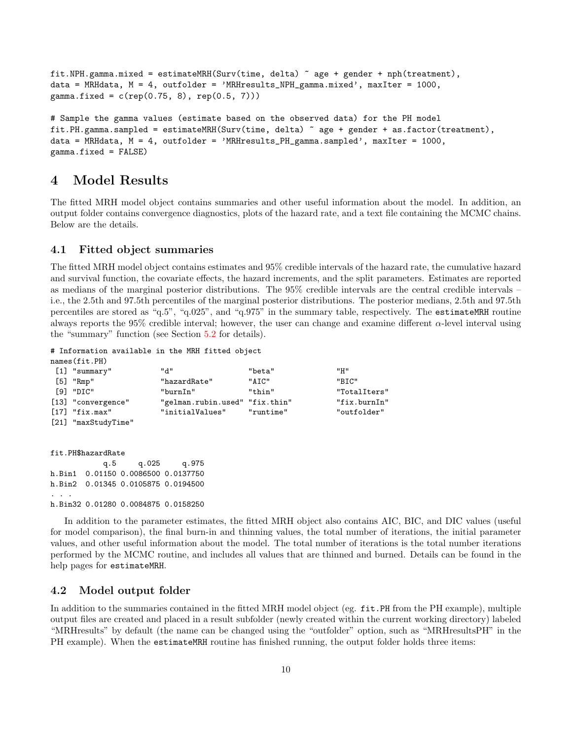```
fit.NPH.gamma.mixed = estimateMRH(Surv(time, delta) ~ age + gender + nph(treatment),
data = MRHdata, M = 4, outfolder = 'MRHresults_NPH_gamma.mixed', maxIter = 1000,
gamma.fixed = c(rep(0.75, 8), rep(0.5, 7)))

# Sample the gamma values (estimate based on the observed data) for the PH model
fit.PH.gamma.sampled = estimateMRH(Surv(time, delta) ~ age + gender + as.factor(treatment),
data = MRHdata, M = 4, outfolder = 'MRHresults_PH_gamma.sampled', maxIter = 1000,
gamma.fixed = FALSE)
```

# 4 Model Results

The fitted MRH model object contains summaries and other useful information about the model. In addition, an output folder contains convergence diagnostics, plots of the hazard rate, and a text file containing the MCMC chains. Below are the details.

## 4.1 Fitted object summaries

The fitted MRH model object contains estimates and 95% credible intervals of the hazard rate, the cumulative hazard and survival function, the covariate effects, the hazard increments, and the split parameters. Estimates are reported as medians of the marginal posterior distributions. The 95% credible intervals are the central credible intervals – i.e., the 2.5th and 97.5th percentiles of the marginal posterior distributions. The posterior medians, 2.5th and 97.5th percentiles are stored as "q.5", "q.025", and "q.975" in the summary table, respectively. The `estimateMRH` routine always reports the 95% credible interval; however, the user can change and examine different $\alpha$-level interval using the "summary" function (see Section 5.2 for details).

```
# Information available in the MRH fitted object
names(fit.PH)
 [1] "summary"          "d"                  "beta"          "H"
 [5] "Rmp"              "hazardRate"         "AIC"           "BIC"
 [9] "DIC"              "burnIn"             "thin"          "TotalIters"
[13] "convergence"      "gelman.rubin.used"  "fix.thin"      "fix.burnIn"
[17] "fix.max"          "initialValues"      "runtime"       "outfolder"
[21] "maxStudyTime"


fit.PH$hazardRate
           q.5     q.025     q.975
h.Bin1  0.01150 0.0086500 0.0137750
h.Bin2  0.01345 0.0105875 0.0194500
. . .
h.Bin32 0.01280 0.0084875 0.0158250
```

In addition to the parameter estimates, the fitted MRH object also contains AIC, BIC, and DIC values (useful for model comparison), the final burn-in and thinning values, the total number of iterations, the initial parameter values, and other useful information about the model. The total number of iterations is the total number iterations performed by the MCMC routine, and includes all values that are thinned and burned. Details can be found in the help pages for `estimateMRH`.

## 4.2 Model output folder

In addition to the summaries contained in the fitted MRH model object (eg. `fit.PH` from the PH example), multiple output files are created and placed in a result subfolder (newly created within the current working directory) labeled "MRHresults" by default (the name can be changed using the "outfolder" option, such as "MRHresultsPH" in the PH example). When the `estimateMRH` routine has finished running, the output folder holds three items: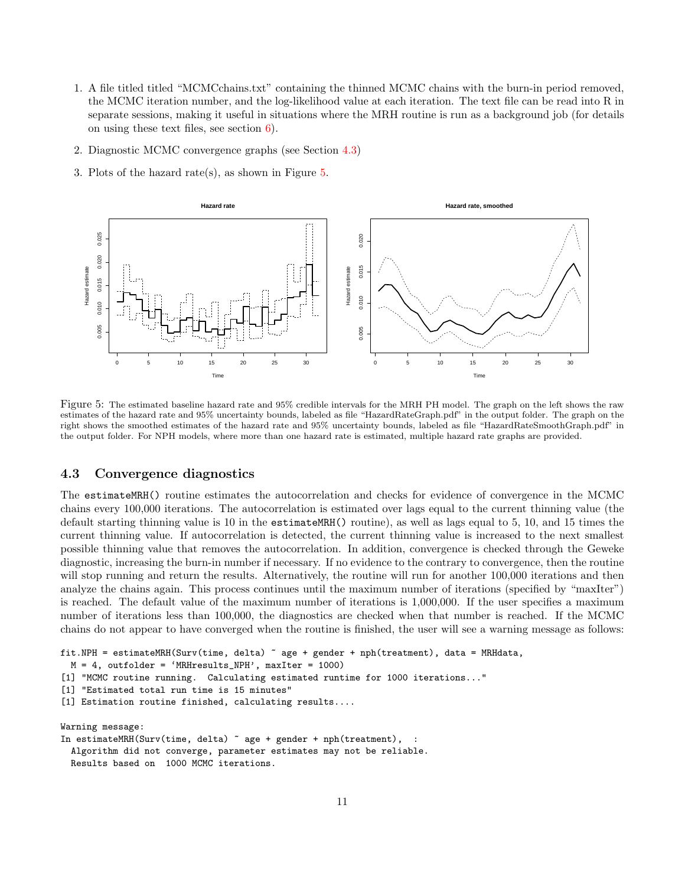1. A file titled titled "MCMCchains.txt" containing the thinned MCMC chains with the burn-in period removed, the MCMC iteration number, and the log-likelihood value at each iteration. The text file can be read into R in separate sessions, making it useful in situations where the MRH routine is run as a background job (for details on using these text files, see section 6).
2. Diagnostic MCMC convergence graphs (see Section 4.3)
3. Plots of the hazard rate(s), as shown in Figure 5.

Hazard rate

Hazard estimate

0.005 0.010 0.015 0.020 0.025

0 5 10 15 20 25 30

Time

Hazard rate, smoothed

Hazard estimate

0.005 0.010 0.015 0.020

0 5 10 15 20 25 30

Time

Figure 5: The estimated baseline hazard rate and 95% credible intervals for the MRH PH model. The graph on the left shows the raw estimates of the hazard rate and 95% uncertainty bounds, labeled as file "HazardRateGraph.pdf" in the output folder. The graph on the right shows the smoothed estimates of the hazard rate and 95% uncertainty bounds, labeled as file "HazardRateSmoothGraph.pdf" in the output folder. For NPH models, where more than one hazard rate is estimated, multiple hazard rate graphs are provided.

## 4.3 Convergence diagnostics

The `estimateMRH()` routine estimates the autocorrelation and checks for evidence of convergence in the MCMC chains every 100,000 iterations. The autocorrelation is estimated over lags equal to the current thinning value (the default starting thinning value is 10 in the `estimateMRH()` routine), as well as lags equal to 5, 10, and 15 times the current thinning value. If autocorrelation is detected, the current thinning value is increased to the next smallest possible thinning value that removes the autocorrelation. In addition, convergence is checked through the Geweke diagnostic, increasing the burn-in number if necessary. If no evidence to the contrary to convergence, then the routine will stop running and return the results. Alternatively, the routine will run for another 100,000 iterations and then analyze the chains again. This process continues until the maximum number of iterations (specified by "maxIter") is reached. The default value of the maximum number of iterations is 1,000,000. If the user specifies a maximum number of iterations less than 100,000, the diagnostics are checked when that number is reached. If the MCMC chains do not appear to have converged when the routine is finished, the user will see a warning message as follows:

```
fit.NPH = estimateMRH(Surv(time, delta) ~ age + gender + nph(treatment), data = MRHdata,
  M = 4, outfolder = 'MRHresults_NPH', maxIter = 1000)
[1] "MCMC routine running.  Calculating estimated runtime for 1000 iterations..."
[1] "Estimated total run time is 15 minutes"
[1] Estimation routine finished, calculating results....

Warning message:
In estimateMRH(Surv(time, delta) ~ age + gender + nph(treatment),  :
  Algorithm did not converge, parameter estimates may not be reliable.
  Results based on  1000 MCMC iterations.
```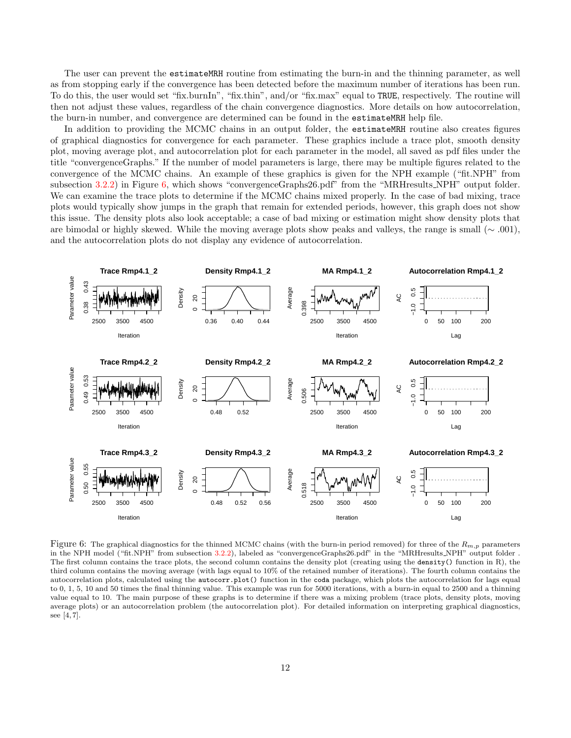The user can prevent the estimateMRH routine from estimating the burn-in and the thinning parameter, as well as from stopping early if the convergence has been detected before the maximum number of iterations has been run. To do this, the user would set "fix.burnIn", "fix.thin", and/or "fix.max" equal to TRUE, respectively. The routine will then not adjust these values, regardless of the chain convergence diagnostics. More details on how autocorrelation, the burn-in number, and convergence are determined can be found in the estimateMRH help file.

In addition to providing the MCMC chains in an output folder, the estimateMRH routine also creates figures of graphical diagnostics for convergence for each parameter. These graphics include a trace plot, smooth density plot, moving average plot, and autocorrelation plot for each parameter in the model, all saved as pdf files under the title "convergenceGraphs." If the number of model parameters is large, there may be multiple figures related to the convergence of the MCMC chains. An example of these graphics is given for the NPH example ("fit.NPH" from subsection 3.2.2) in Figure 6, which shows "convergenceGraphs26.pdf" from the "MRHresults_NPH" output folder. We can examine the trace plots to determine if the MCMC chains mixed properly. In the case of bad mixing, trace plots would typically show jumps in the graph that remain for extended periods, however, this graph does not show this issue. The density plots also look acceptable; a case of bad mixing or estimation might show density plots that are bimodal or highly skewed. While the moving average plots show peaks and valleys, the range is small ($\sim .001$), and the autocorrelation plots do not display any evidence of autocorrelation.

Trace Rmp4.1_2
Parameter value
0.38
0.43
2500 3500 4500
Iteration

Density Rmp4.1_2
Density
0
20
0.36 0.40 0.44

MA Rmp4.1_2
Average
0.398
2500 3500 4500
Iteration

Autocorrelation Rmp4.1_2
AC
−1.0
0.5
0 50 100 200
Lag

Trace Rmp4.2_2
Parameter value
0.49
0.53
2500 3500 4500
Iteration

Density Rmp4.2_2
Density
0
20
0.48 0.52

MA Rmp4.2_2
Average
0.506
2500 3500 4500
Iteration

Autocorrelation Rmp4.2_2
AC
−1.0
0.5
0 50 100 200
Lag

Trace Rmp4.3_2
Parameter value
0.50
0.55
2500 3500 4500
Iteration

Density Rmp4.3_2
Density
0
20
0.48 0.52 0.56

MA Rmp4.3_2
Average
0.518
2500 3500 4500
Iteration

Autocorrelation Rmp4.3_2
AC
−1.0
0.5
0 50 100 200
Lag

Figure 6: The graphical diagnostics for the thinned MCMC chains (with the burn-in period removed) for three of the $R_{m,p}$ parameters in the NPH model ("fit.NPH" from subsection 3.2.2), labeled as "convergenceGraphs26.pdf" in the "MRHresults_NPH" output folder . The first column contains the trace plots, the second column contains the density plot (creating using the density() function in R), the third column contains the moving average (with lags equal to 10% of the retained number of iterations). The fourth column contains the autocorrelation plots, calculated using the autocorr.plot() function in the coda package, which plots the autocorrelation for lags equal to 0, 1, 5, 10 and 50 times the final thinning value. This example was run for 5000 iterations, with a burn-in equal to 2500 and a thinning value equal to 10. The main purpose of these graphs is to determine if there was a mixing problem (trace plots, density plots, moving average plots) or an autocorrelation problem (the autocorrelation plot). For detailed information on interpreting graphical diagnostics, see [4, 7].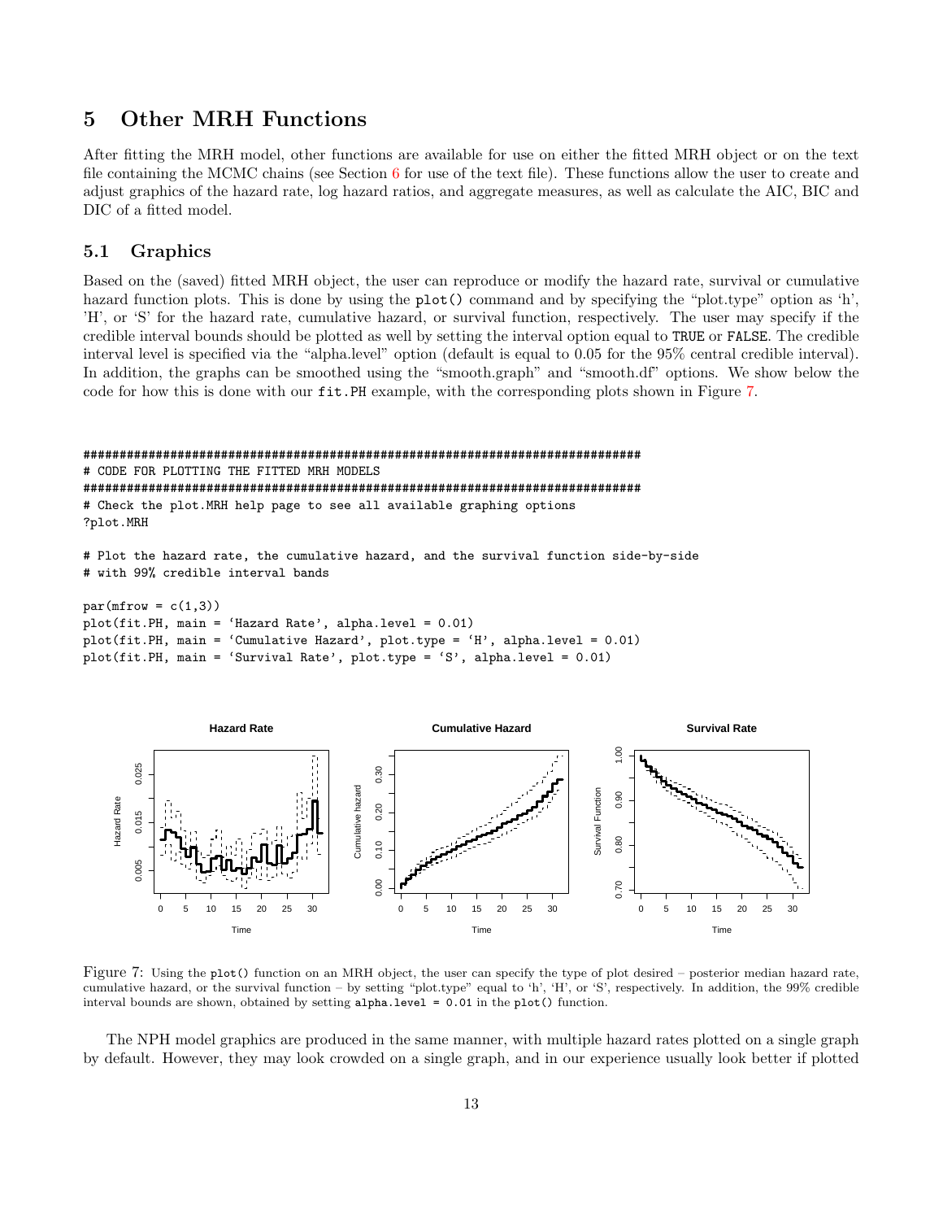# 5 Other MRH Functions

After fitting the MRH model, other functions are available for use on either the fitted MRH object or on the text file containing the MCMC chains (see Section 6 for use of the text file). These functions allow the user to create and adjust graphics of the hazard rate, log hazard ratios, and aggregate measures, as well as calculate the AIC, BIC and DIC of a fitted model.

## 5.1 Graphics

Based on the (saved) fitted MRH object, the user can reproduce or modify the hazard rate, survival or cumulative hazard function plots. This is done by using the `plot()` command and by specifying the "plot.type" option as 'h', 'H', or 'S' for the hazard rate, cumulative hazard, or survival function, respectively. The user may specify if the credible interval bounds should be plotted as well by setting the interval option equal to `TRUE` or `FALSE`. The credible interval level is specified via the "alpha.level" option (default is equal to 0.05 for the 95% central credible interval). In addition, the graphs can be smoothed using the "smooth.graph" and "smooth.df" options. We show below the code for how this is done with our `fit.PH` example, with the corresponding plots shown in Figure 7.

```
##############################################################################
# CODE FOR PLOTTING THE FITTED MRH MODELS
##############################################################################
# Check the plot.MRH help page to see all available graphing options
?plot.MRH

# Plot the hazard rate, the cumulative hazard, and the survival function side-by-side
# with 99% credible interval bands

par(mfrow = c(1,3))
plot(fit.PH, main = 'Hazard Rate', alpha.level = 0.01)
plot(fit.PH, main = 'Cumulative Hazard', plot.type = 'H', alpha.level = 0.01)
plot(fit.PH, main = 'Survival Rate', plot.type = 'S', alpha.level = 0.01)
```

Hazard Rate
Hazard Rate
0.005 0.015 0.025
0 5 10 15 20 25 30
Time

Cumulative Hazard
Cumulative hazard
0.00 0.10 0.20 0.30
0 5 10 15 20 25 30
Time

Survival Rate
Survival Function
0.70 0.80 0.90 1.00
0 5 10 15 20 25 30
Time

Figure 7: Using the `plot()` function on an MRH object, the user can specify the type of plot desired – posterior median hazard rate, cumulative hazard, or the survival function – by setting "plot.type" equal to 'h', 'H', or 'S', respectively. In addition, the 99% credible interval bounds are shown, obtained by setting `alpha.level = 0.01` in the `plot()` function.

The NPH model graphics are produced in the same manner, with multiple hazard rates plotted on a single graph by default. However, they may look crowded on a single graph, and in our experience usually look better if plotted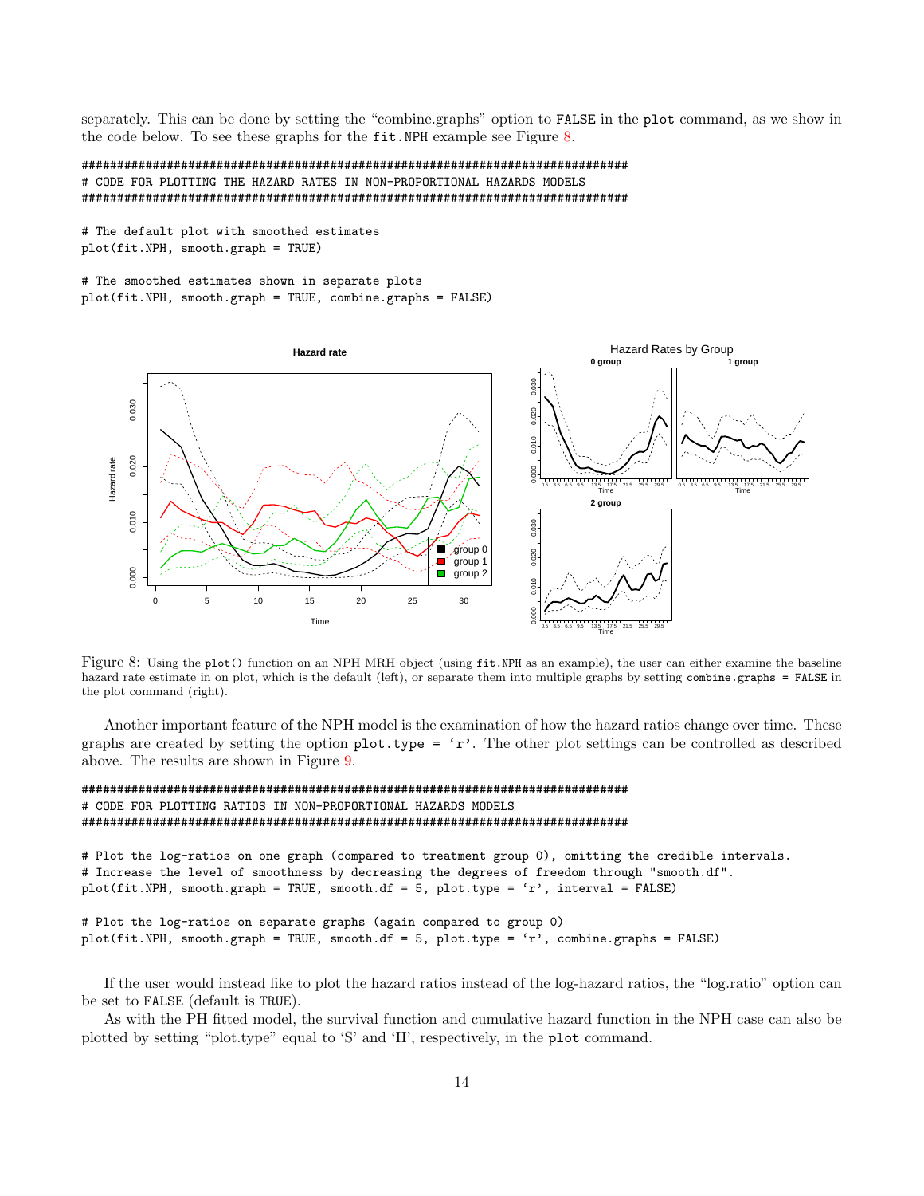separately. This can be done by setting the "combine.graphs" option to FALSE in the plot command, as we show in the code below. To see these graphs for the fit.NPH example see Figure 8.

```
################################################################################
# CODE FOR PLOTTING THE HAZARD RATES IN NON-PROPORTIONAL HAZARDS MODELS
################################################################################

# The default plot with smoothed estimates
plot(fit.NPH, smooth.graph = TRUE)

# The smoothed estimates shown in separate plots
plot(fit.NPH, smooth.graph = TRUE, combine.graphs = FALSE)
```

Hazard rate

Hazard rate

0.000
0.010
0.020
0.030

0
5
10
15
20
25
30

Time

group 0
group 1
group 2

Hazard Rates by Group

0 group

1 group

2 group

Time

Figure 8: Using the plot() function on an NPH MRH object (using fit.NPH as an example), the user can either examine the baseline hazard rate estimate in on plot, which is the default (left), or separate them into multiple graphs by setting combine.graphs = FALSE in the plot command (right).

Another important feature of the NPH model is the examination of how the hazard ratios change over time. These graphs are created by setting the option plot.type = 'r'. The other plot settings can be controlled as described above. The results are shown in Figure 9.

```
################################################################################
# CODE FOR PLOTTING RATIOS IN NON-PROPORTIONAL HAZARDS MODELS
################################################################################

# Plot the log-ratios on one graph (compared to treatment group 0), omitting the credible intervals.
# Increase the level of smoothness by decreasing the degrees of freedom through "smooth.df".
plot(fit.NPH, smooth.graph = TRUE, smooth.df = 5, plot.type = 'r', interval = FALSE)

# Plot the log-ratios on separate graphs (again compared to group 0)
plot(fit.NPH, smooth.graph = TRUE, smooth.df = 5, plot.type = 'r', combine.graphs = FALSE)
```

If the user would instead like to plot the hazard ratios instead of the log-hazard ratios, the "log.ratio" option can be set to FALSE (default is TRUE).

As with the PH fitted model, the survival function and cumulative hazard function in the NPH case can also be plotted by setting "plot.type" equal to 'S' and 'H', respectively, in the plot command.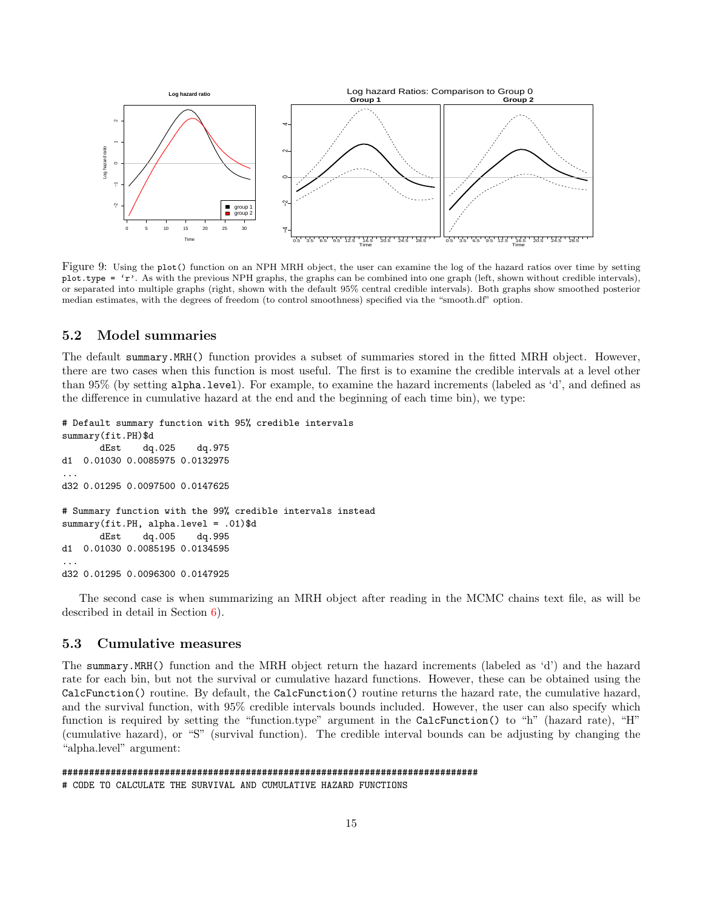Log hazard ratio

Log hazard ratio

Time

group 1
group 2

Log hazard Ratios: Comparison to Group 0

Group 1

Group 2

Time

Time

Figure 9: Using the `plot()` function on an NPH MRH object, the user can examine the log of the hazard ratios over time by setting `plot.type = 'r'`. As with the previous NPH graphs, the graphs can be combined into one graph (left, shown without credible intervals), or separated into multiple graphs (right, shown with the default 95% central credible intervals). Both graphs show smoothed posterior median estimates, with the degrees of freedom (to control smoothness) specified via the "smooth.df" option.

## 5.2 Model summaries

The default `summary.MRH()` function provides a subset of summaries stored in the fitted MRH object. However, there are two cases when this function is most useful. The first is to examine the credible intervals at a level other than 95% (by setting `alpha.level`). For example, to examine the hazard increments (labeled as 'd', and defined as the difference in cumulative hazard at the end and the beginning of each time bin), we type:

```
# Default summary function with 95% credible intervals
summary(fit.PH)$d
       dEst    dq.025    dq.975
d1  0.01030 0.0085975 0.0132975
...
d32 0.01295 0.0097500 0.0147625

# Summary function with the 99% credible intervals instead
summary(fit.PH, alpha.level = .01)$d
       dEst    dq.005    dq.995
d1  0.01030 0.0085195 0.0134595
...
d32 0.01295 0.0096300 0.0147925
```

The second case is when summarizing an MRH object after reading in the MCMC chains text file, as will be described in detail in Section 6).

## 5.3 Cumulative measures

The `summary.MRH()` function and the MRH object return the hazard increments (labeled as 'd') and the hazard rate for each bin, but not the survival or cumulative hazard functions. However, these can be obtained using the `CalcFunction()` routine. By default, the `CalcFunction()` routine returns the hazard rate, the cumulative hazard, and the survival function, with 95% credible intervals bounds included. However, the user can also specify which function is required by setting the "function.type" argument in the `CalcFunction()` to "h" (hazard rate), "H" (cumulative hazard), or "S" (survival function). The credible interval bounds can be adjusting by changing the "alpha.level" argument:

```
################################################################################
# CODE TO CALCULATE THE SURVIVAL AND CUMULATIVE HAZARD FUNCTIONS
```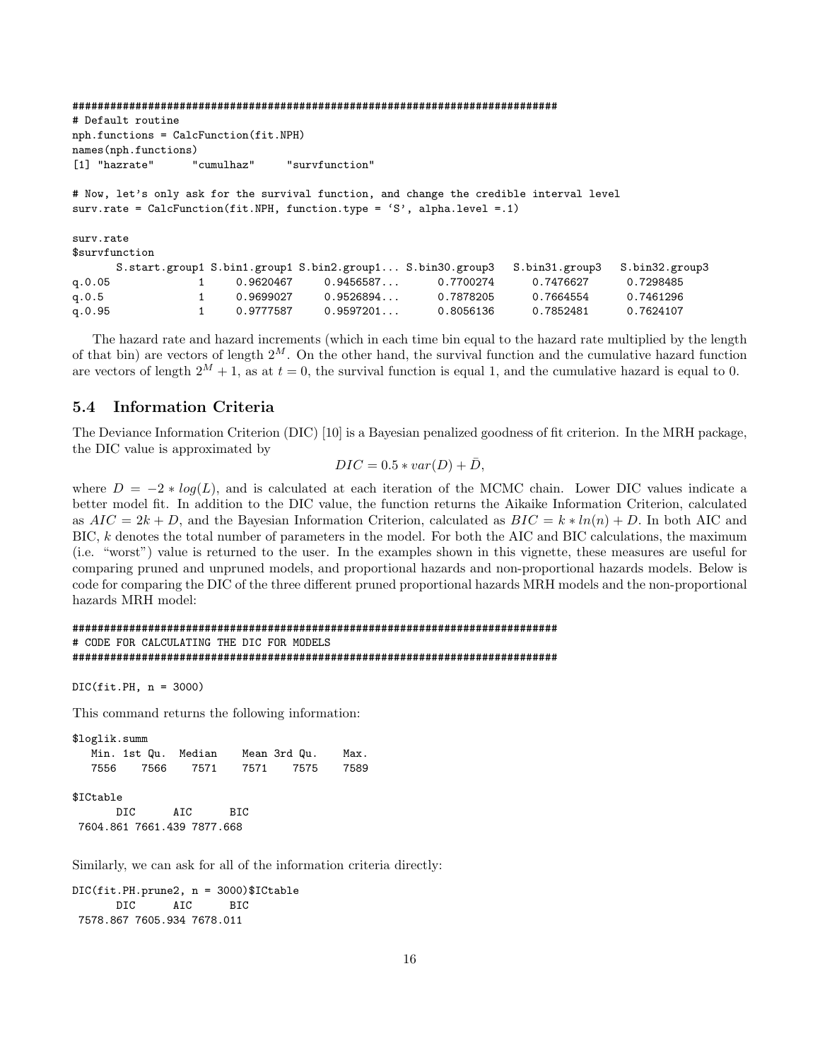```
###############################################################################
# Default routine
nph.functions = CalcFunction(fit.NPH)
names(nph.functions)
[1] "hazrate"      "cumulhaz"     "survfunction"

# Now, let's only ask for the survival function, and change the credible interval level
surv.rate = CalcFunction(fit.NPH, function.type = 'S', alpha.level =.1)

surv.rate
$survfunction
       S.start.group1 S.bin1.group1 S.bin2.group1... S.bin30.group3   S.bin31.group3   S.bin32.group3
q.0.05              1     0.9620467     0.9456587...      0.7700274       0.7476627        0.7298485
q.0.5               1     0.9699027     0.9526894...      0.7878205       0.7664554        0.7461296
q.0.95              1     0.9777587     0.9597201...      0.8056136       0.7852481        0.7624107
```

The hazard rate and hazard increments (which in each time bin equal to the hazard rate multiplied by the length of that bin) are vectors of length $2^M$. On the other hand, the survival function and the cumulative hazard function are vectors of length $2^M + 1$, as at $t = 0$, the survival function is equal 1, and the cumulative hazard is equal to 0.

## 5.4 Information Criteria

The Deviance Information Criterion (DIC) [10] is a Bayesian penalized goodness of fit criterion. In the MRH package, the DIC value is approximated by

$$DIC = 0.5 * var(D) + \bar{D},$$

where $D = -2 * log(L)$, and is calculated at each iteration of the MCMC chain. Lower DIC values indicate a better model fit. In addition to the DIC value, the function returns the Aikaike Information Criterion, calculated as $AIC = 2k + D$, and the Bayesian Information Criterion, calculated as $BIC = k * ln(n) + D$. In both AIC and BIC, $k$ denotes the total number of parameters in the model. For both the AIC and BIC calculations, the maximum (i.e. "worst") value is returned to the user. In the examples shown in this vignette, these measures are useful for comparing pruned and unpruned models, and proportional hazards and non-proportional hazards models. Below is code for comparing the DIC of the three different pruned proportional hazards MRH models and the non-proportional hazards MRH model:

```
###############################################################################
# CODE FOR CALCULATING THE DIC FOR MODELS
###############################################################################

DIC(fit.PH, n = 3000)
```

This command returns the following information:

```
$loglik.summ
   Min. 1st Qu.  Median    Mean 3rd Qu.    Max.
   7556    7566    7571    7571    7575    7589

$ICtable
      DIC      AIC      BIC
 7604.861 7661.439 7877.668
```

Similarly, we can ask for all of the information criteria directly:

```
DIC(fit.PH.prune2, n = 3000)$ICtable
      DIC      AIC      BIC
 7578.867 7605.934 7678.011
```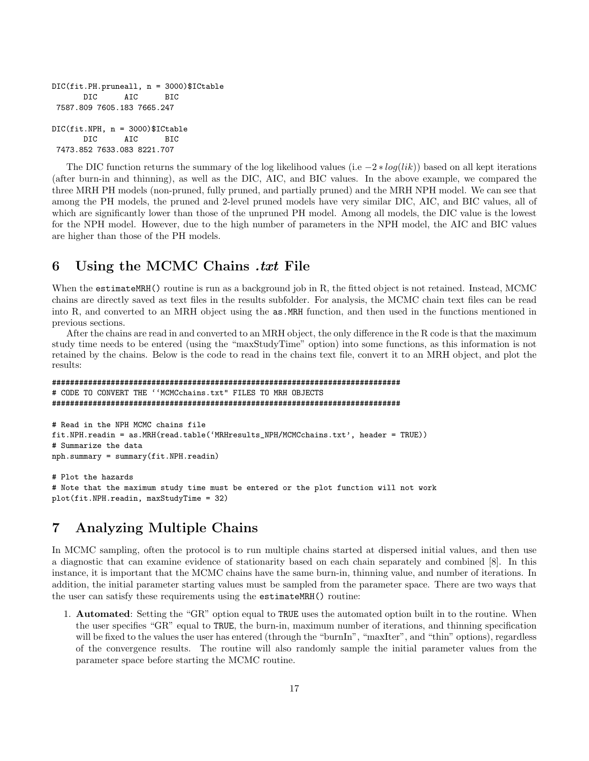```
DIC(fit.PH.pruneall, n = 3000)$ICtable
       DIC      AIC      BIC
 7587.809 7605.183 7665.247

DIC(fit.NPH, n = 3000)$ICtable
       DIC      AIC      BIC
 7473.852 7633.083 8221.707
```

The DIC function returns the summary of the log likelihood values (i.e $-2 * log(lik)$) based on all kept iterations (after burn-in and thinning), as well as the DIC, AIC, and BIC values. In the above example, we compared the three MRH PH models (non-pruned, fully pruned, and partially pruned) and the MRH NPH model. We can see that among the PH models, the pruned and 2-level pruned models have very similar DIC, AIC, and BIC values, all of which are significantly lower than those of the unpruned PH model. Among all models, the DIC value is the lowest for the NPH model. However, due to the high number of parameters in the NPH model, the AIC and BIC values are higher than those of the PH models.

## 6 Using the MCMC Chains *.txt* File

When the `estimateMRH()` routine is run as a background job in R, the fitted object is not retained. Instead, MCMC chains are directly saved as text files in the results subfolder. For analysis, the MCMC chain text files can be read into R, and converted to an MRH object using the `as.MRH` function, and then used in the functions mentioned in previous sections.

After the chains are read in and converted to an MRH object, the only difference in the R code is that the maximum study time needs to be entered (using the "maxStudyTime" option) into some functions, as this information is not retained by the chains. Below is the code to read in the chains text file, convert it to an MRH object, and plot the results:

```
################################################################################
# CODE TO CONVERT THE ''MCMCchains.txt" FILES TO MRH OBJECTS
################################################################################

# Read in the NPH MCMC chains file
fit.NPH.readin = as.MRH(read.table('MRHresults_NPH/MCMCchains.txt', header = TRUE))
# Summarize the data
nph.summary = summary(fit.NPH.readin)

# Plot the hazards
# Note that the maximum study time must be entered or the plot function will not work
plot(fit.NPH.readin, maxStudyTime = 32)
```

## 7 Analyzing Multiple Chains

In MCMC sampling, often the protocol is to run multiple chains started at dispersed initial values, and then use a diagnostic that can examine evidence of stationarity based on each chain separately and combined [8]. In this instance, it is important that the MCMC chains have the same burn-in, thinning value, and number of iterations. In addition, the initial parameter starting values must be sampled from the parameter space. There are two ways that the user can satisfy these requirements using the `estimateMRH()` routine:

1. **Automated**: Setting the "GR" option equal to `TRUE` uses the automated option built in to the routine. When the user specifies "GR" equal to `TRUE`, the burn-in, maximum number of iterations, and thinning specification will be fixed to the values the user has entered (through the "burnIn", "maxIter", and "thin" options), regardless of the convergence results. The routine will also randomly sample the initial parameter values from the parameter space before starting the MCMC routine.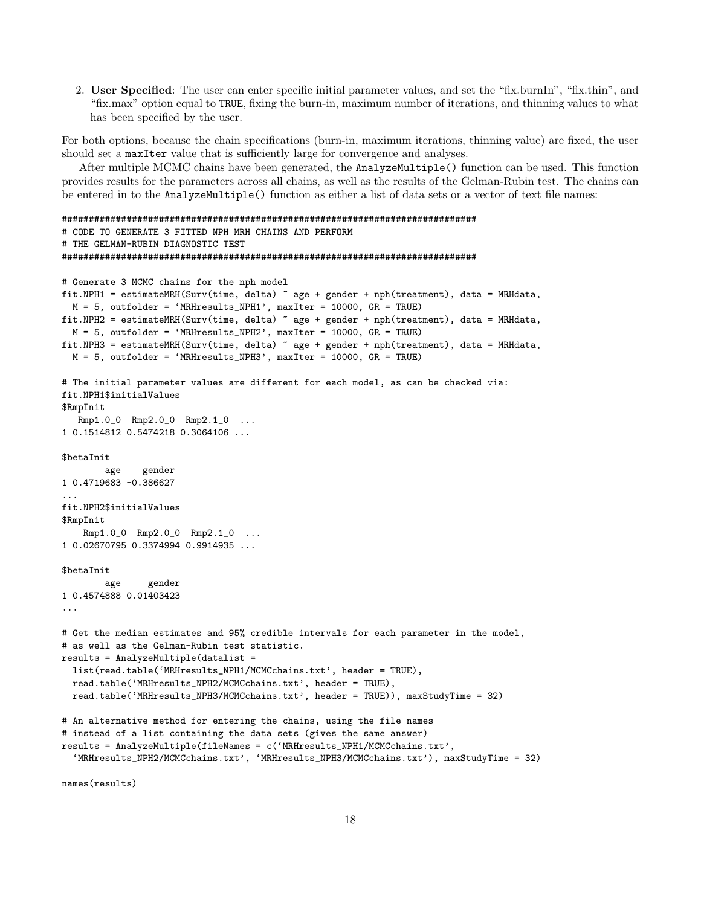2. **User Specified**: The user can enter specific initial parameter values, and set the "fix.burnIn", "fix.thin", and "fix.max" option equal to `TRUE`, fixing the burn-in, maximum number of iterations, and thinning values to what has been specified by the user.

For both options, because the chain specifications (burn-in, maximum iterations, thinning value) are fixed, the user should set a `maxIter` value that is sufficiently large for convergence and analyses.

After multiple MCMC chains have been generated, the `AnalyzeMultiple()` function can be used. This function provides results for the parameters across all chains, as well as the results of the Gelman-Rubin test. The chains can be entered in to the `AnalyzeMultiple()` function as either a list of data sets or a vector of text file names:

```
###############################################################################
# CODE TO GENERATE 3 FITTED NPH MRH CHAINS AND PERFORM
# THE GELMAN-RUBIN DIAGNOSTIC TEST
###############################################################################

# Generate 3 MCMC chains for the nph model
fit.NPH1 = estimateMRH(Surv(time, delta) ~ age + gender + nph(treatment), data = MRHdata,
  M = 5, outfolder = 'MRHresults_NPH1', maxIter = 10000, GR = TRUE)
fit.NPH2 = estimateMRH(Surv(time, delta) ~ age + gender + nph(treatment), data = MRHdata,
  M = 5, outfolder = 'MRHresults_NPH2', maxIter = 10000, GR = TRUE)
fit.NPH3 = estimateMRH(Surv(time, delta) ~ age + gender + nph(treatment), data = MRHdata,
  M = 5, outfolder = 'MRHresults_NPH3', maxIter = 10000, GR = TRUE)

# The initial parameter values are different for each model, as can be checked via:
fit.NPH1$initialValues
$RmpInit
   Rmp1.0_0  Rmp2.0_0  Rmp2.1_0  ...
1 0.1514812 0.5474218 0.3064106 ...

$betaInit
        age    gender
1 0.4719683 -0.386627
...
fit.NPH2$initialValues
$RmpInit
    Rmp1.0_0  Rmp2.0_0  Rmp2.1_0  ...
1 0.02670795 0.3374994 0.9914935 ...

$betaInit
        age     gender
1 0.4574888 0.01403423
...

# Get the median estimates and 95% credible intervals for each parameter in the model,
# as well as the Gelman-Rubin test statistic.
results = AnalyzeMultiple(datalist =
  list(read.table('MRHresults_NPH1/MCMCchains.txt', header = TRUE),
  read.table('MRHresults_NPH2/MCMCchains.txt', header = TRUE),
  read.table('MRHresults_NPH3/MCMCchains.txt', header = TRUE)), maxStudyTime = 32)

# An alternative method for entering the chains, using the file names
# instead of a list containing the data sets (gives the same answer)
results = AnalyzeMultiple(fileNames = c('MRHresults_NPH1/MCMCchains.txt',
  'MRHresults_NPH2/MCMCchains.txt', 'MRHresults_NPH3/MCMCchains.txt'), maxStudyTime = 32)

names(results)
```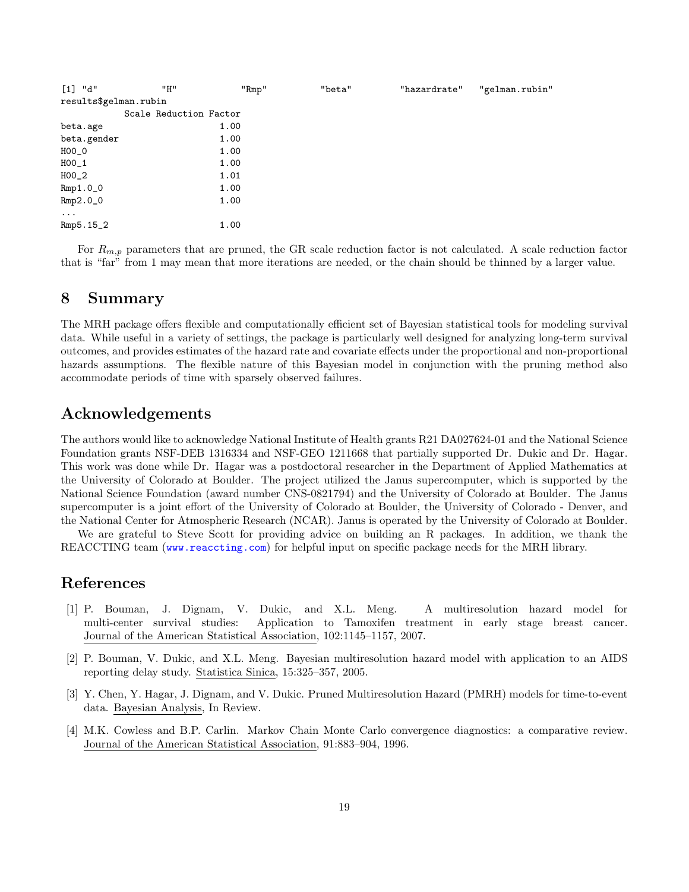```
[1] "d"           "H"            "Rmp"          "beta"         "hazardrate"   "gelman.rubin"
results$gelman.rubin
            Scale Reduction Factor
beta.age                      1.00
beta.gender                   1.00
H00_0                         1.00
H00_1                         1.00
H00_2                         1.01
Rmp1.0_0                      1.00
Rmp2.0_0                      1.00
...
Rmp5.15_2                     1.00
```

For $R_{m,p}$ parameters that are pruned, the GR scale reduction factor is not calculated. A scale reduction factor that is "far" from 1 may mean that more iterations are needed, or the chain should be thinned by a larger value.

## 8 Summary

The MRH package offers flexible and computationally efficient set of Bayesian statistical tools for modeling survival data. While useful in a variety of settings, the package is particularly well designed for analyzing long-term survival outcomes, and provides estimates of the hazard rate and covariate effects under the proportional and non-proportional hazards assumptions. The flexible nature of this Bayesian model in conjunction with the pruning method also accommodate periods of time with sparsely observed failures.

## Acknowledgements

The authors would like to acknowledge National Institute of Health grants R21 DA027624-01 and the National Science Foundation grants NSF-DEB 1316334 and NSF-GEO 1211668 that partially supported Dr. Dukic and Dr. Hagar. This work was done while Dr. Hagar was a postdoctoral researcher in the Department of Applied Mathematics at the University of Colorado at Boulder. The project utilized the Janus supercomputer, which is supported by the National Science Foundation (award number CNS-0821794) and the University of Colorado at Boulder. The Janus supercomputer is a joint effort of the University of Colorado at Boulder, the University of Colorado - Denver, and the National Center for Atmospheric Research (NCAR). Janus is operated by the University of Colorado at Boulder.

We are grateful to Steve Scott for providing advice on building an R packages. In addition, we thank the REACCTING team (www.reaccting.com) for helpful input on specific package needs for the MRH library.

## References

[1] P. Bouman, J. Dignam, V. Dukic, and X.L. Meng. A multiresolution hazard model for multi-center survival studies: Application to Tamoxifen treatment in early stage breast cancer. Journal of the American Statistical Association, 102:1145–1157, 2007.

[2] P. Bouman, V. Dukic, and X.L. Meng. Bayesian multiresolution hazard model with application to an AIDS reporting delay study. Statistica Sinica, 15:325–357, 2005.

[3] Y. Chen, Y. Hagar, J. Dignam, and V. Dukic. Pruned Multiresolution Hazard (PMRH) models for time-to-event data. Bayesian Analysis, In Review.

[4] M.K. Cowless and B.P. Carlin. Markov Chain Monte Carlo convergence diagnostics: a comparative review. Journal of the American Statistical Association, 91:883–904, 1996.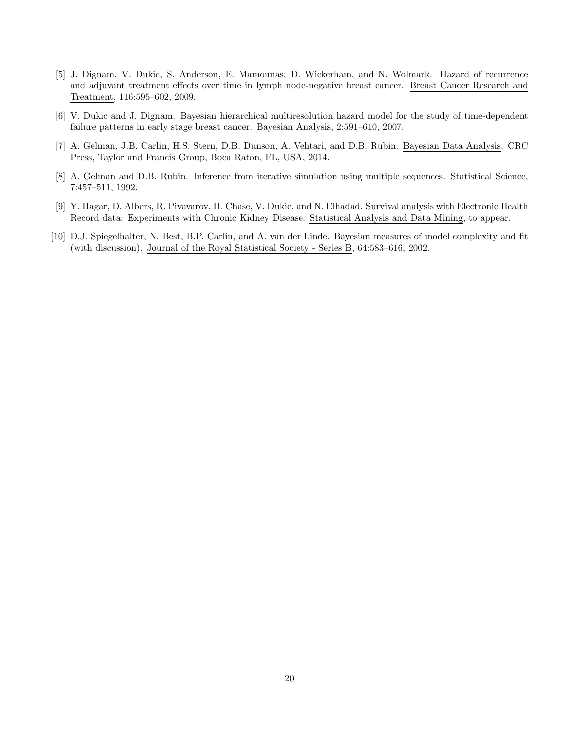[5] J. Dignam, V. Dukic, S. Anderson, E. Mamounas, D. Wickerham, and N. Wolmark. Hazard of recurrence and adjuvant treatment effects over time in lymph node-negative breast cancer. Breast Cancer Research and Treatment, 116:595–602, 2009.

[6] V. Dukic and J. Dignam. Bayesian hierarchical multiresolution hazard model for the study of time-dependent failure patterns in early stage breast cancer. Bayesian Analysis, 2:591–610, 2007.

[7] A. Gelman, J.B. Carlin, H.S. Stern, D.B. Dunson, A. Vehtari, and D.B. Rubin. Bayesian Data Analysis. CRC Press, Taylor and Francis Group, Boca Raton, FL, USA, 2014.

[8] A. Gelman and D.B. Rubin. Inference from iterative simulation using multiple sequences. Statistical Science, 7:457–511, 1992.

[9] Y. Hagar, D. Albers, R. Pivavarov, H. Chase, V. Dukic, and N. Elhadad. Survival analysis with Electronic Health Record data: Experiments with Chronic Kidney Disease. Statistical Analysis and Data Mining, to appear.

[10] D.J. Spiegelhalter, N. Best, B.P. Carlin, and A. van der Linde. Bayesian measures of model complexity and fit (with discussion). Journal of the Royal Statistical Society - Series B, 64:583–616, 2002.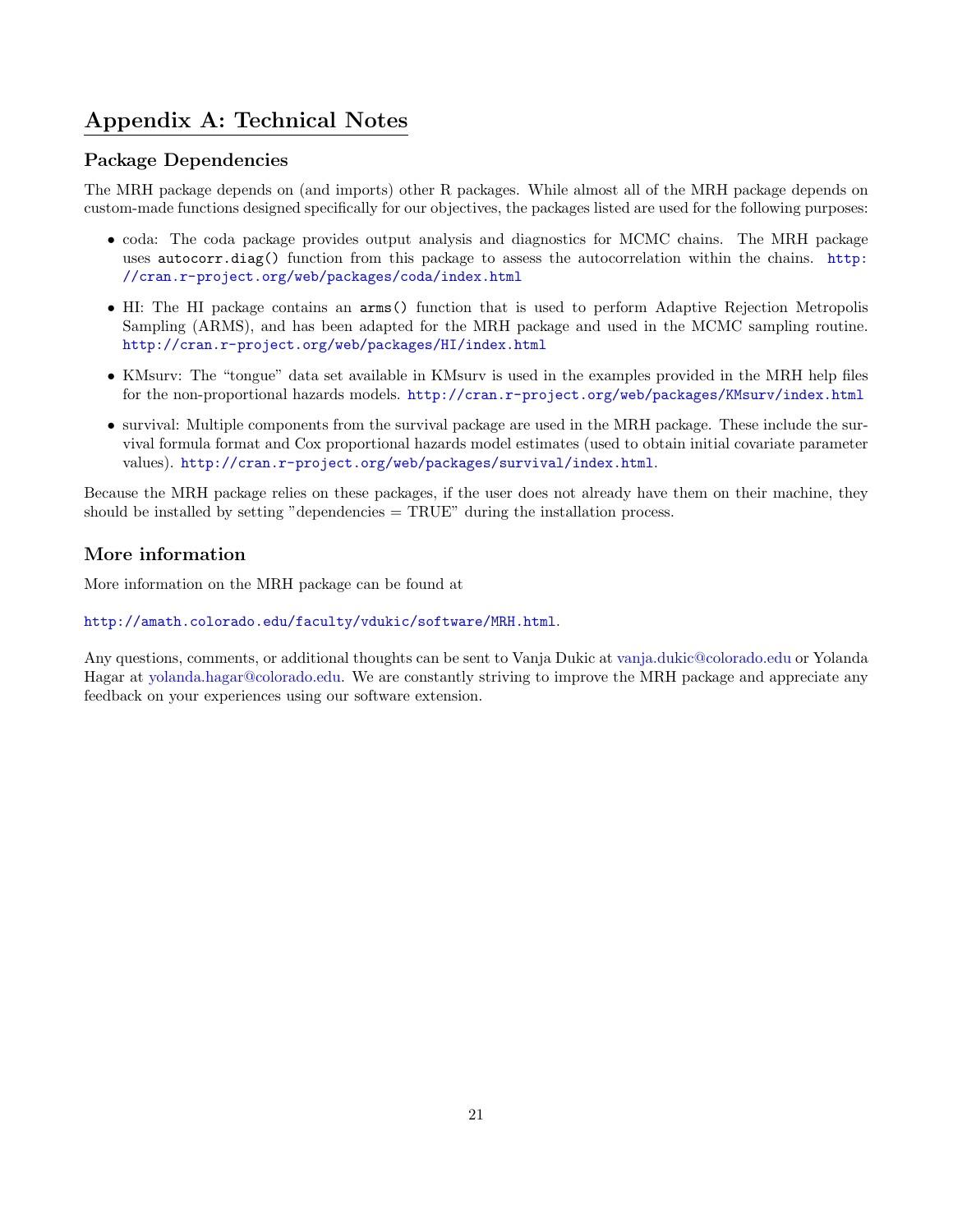# Appendix A: Technical Notes

## Package Dependencies

The MRH package depends on (and imports) other R packages. While almost all of the MRH package depends on custom-made functions designed specifically for our objectives, the packages listed are used for the following purposes:

- coda: The coda package provides output analysis and diagnostics for MCMC chains. The MRH package uses `autocorr.diag()` function from this package to assess the autocorrelation within the chains. http://cran.r-project.org/web/packages/coda/index.html
- HI: The HI package contains an `arms()` function that is used to perform Adaptive Rejection Metropolis Sampling (ARMS), and has been adapted for the MRH package and used in the MCMC sampling routine. http://cran.r-project.org/web/packages/HI/index.html
- KMsurv: The "tongue" data set available in KMsurv is used in the examples provided in the MRH help files for the non-proportional hazards models. http://cran.r-project.org/web/packages/KMsurv/index.html
- survival: Multiple components from the survival package are used in the MRH package. These include the survival formula format and Cox proportional hazards model estimates (used to obtain initial covariate parameter values). http://cran.r-project.org/web/packages/survival/index.html.

Because the MRH package relies on these packages, if the user does not already have them on their machine, they should be installed by setting "dependencies = TRUE" during the installation process.

## More information

More information on the MRH package can be found at

http://amath.colorado.edu/faculty/vdukic/software/MRH.html.

Any questions, comments, or additional thoughts can be sent to Vanja Dukic at vanja.dukic@colorado.edu or Yolanda Hagar at yolanda.hagar@colorado.edu. We are constantly striving to improve the MRH package and appreciate any feedback on your experiences using our software extension.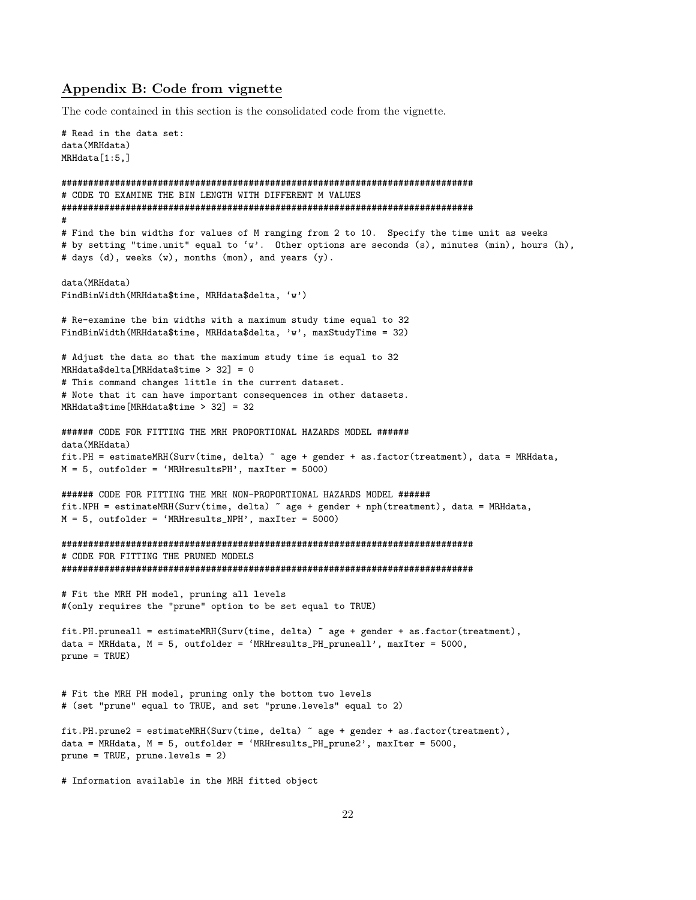## Appendix B: Code from vignette

The code contained in this section is the consolidated code from the vignette.

```
# Read in the data set:
data(MRHdata)
MRHdata[1:5,]

###############################################################################
# CODE TO EXAMINE THE BIN LENGTH WITH DIFFERENT M VALUES
###############################################################################
#
# Find the bin widths for values of M ranging from 2 to 10.  Specify the time unit as weeks
# by setting "time.unit" equal to ‘w’.  Other options are seconds (s), minutes (min), hours (h),
# days (d), weeks (w), months (mon), and years (y).

data(MRHdata)
FindBinWidth(MRHdata$time, MRHdata$delta, ‘w’)

# Re-examine the bin widths with a maximum study time equal to 32
FindBinWidth(MRHdata$time, MRHdata$delta, 'w', maxStudyTime = 32)

# Adjust the data so that the maximum study time is equal to 32
MRHdata$delta[MRHdata$time > 32] = 0
# This command changes little in the current dataset.
# Note that it can have important consequences in other datasets.
MRHdata$time[MRHdata$time > 32] = 32

###### CODE FOR FITTING THE MRH PROPORTIONAL HAZARDS MODEL ######
data(MRHdata)
fit.PH = estimateMRH(Surv(time, delta) ~ age + gender + as.factor(treatment), data = MRHdata,
M = 5, outfolder = ‘MRHresultsPH’, maxIter = 5000)

###### CODE FOR FITTING THE MRH NON-PROPORTIONAL HAZARDS MODEL ######
fit.NPH = estimateMRH(Surv(time, delta) ~ age + gender + nph(treatment), data = MRHdata,
M = 5, outfolder = ‘MRHresults_NPH’, maxIter = 5000)

###############################################################################
# CODE FOR FITTING THE PRUNED MODELS
###############################################################################

# Fit the MRH PH model, pruning all levels
#(only requires the "prune" option to be set equal to TRUE)

fit.PH.pruneall = estimateMRH(Surv(time, delta) ~ age + gender + as.factor(treatment),
data = MRHdata, M = 5, outfolder = ‘MRHresults_PH_pruneall’, maxIter = 5000,
prune = TRUE)


# Fit the MRH PH model, pruning only the bottom two levels
# (set "prune" equal to TRUE, and set "prune.levels" equal to 2)

fit.PH.prune2 = estimateMRH(Surv(time, delta) ~ age + gender + as.factor(treatment),
data = MRHdata, M = 5, outfolder = ‘MRHresults_PH_prune2’, maxIter = 5000,
prune = TRUE, prune.levels = 2)

# Information available in the MRH fitted object
```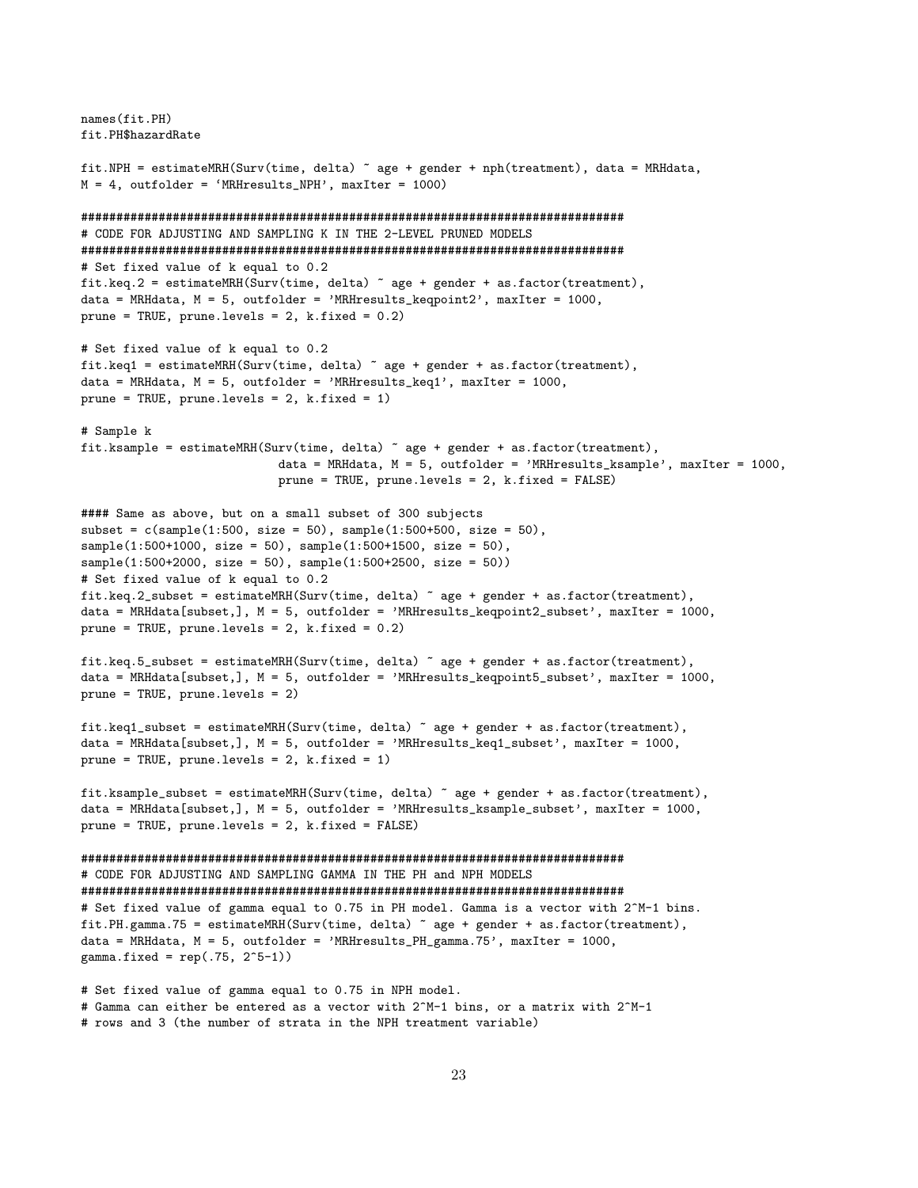```
names(fit.PH)
fit.PH$hazardRate

fit.NPH = estimateMRH(Surv(time, delta) ~ age + gender + nph(treatment), data = MRHdata,
M = 4, outfolder = 'MRHresults_NPH', maxIter = 1000)

###############################################################################
# CODE FOR ADJUSTING AND SAMPLING K IN THE 2-LEVEL PRUNED MODELS
###############################################################################
# Set fixed value of k equal to 0.2
fit.keq.2 = estimateMRH(Surv(time, delta) ~ age + gender + as.factor(treatment),
data = MRHdata, M = 5, outfolder = 'MRHresults_keqpoint2', maxIter = 1000,
prune = TRUE, prune.levels = 2, k.fixed = 0.2)

# Set fixed value of k equal to 0.2
fit.keq1 = estimateMRH(Surv(time, delta) ~ age + gender + as.factor(treatment),
data = MRHdata, M = 5, outfolder = 'MRHresults_keq1', maxIter = 1000,
prune = TRUE, prune.levels = 2, k.fixed = 1)

# Sample k
fit.ksample = estimateMRH(Surv(time, delta) ~ age + gender + as.factor(treatment),
                          data = MRHdata, M = 5, outfolder = 'MRHresults_ksample', maxIter = 1000,
                          prune = TRUE, prune.levels = 2, k.fixed = FALSE)

#### Same as above, but on a small subset of 300 subjects
subset = c(sample(1:500, size = 50), sample(1:500+500, size = 50),
sample(1:500+1000, size = 50), sample(1:500+1500, size = 50),
sample(1:500+2000, size = 50), sample(1:500+2500, size = 50))
# Set fixed value of k equal to 0.2
fit.keq.2_subset = estimateMRH(Surv(time, delta) ~ age + gender + as.factor(treatment),
data = MRHdata[subset,], M = 5, outfolder = 'MRHresults_keqpoint2_subset', maxIter = 1000,
prune = TRUE, prune.levels = 2, k.fixed = 0.2)

fit.keq.5_subset = estimateMRH(Surv(time, delta) ~ age + gender + as.factor(treatment),
data = MRHdata[subset,], M = 5, outfolder = 'MRHresults_keqpoint5_subset', maxIter = 1000,
prune = TRUE, prune.levels = 2)

fit.keq1_subset = estimateMRH(Surv(time, delta) ~ age + gender + as.factor(treatment),
data = MRHdata[subset,], M = 5, outfolder = 'MRHresults_keq1_subset', maxIter = 1000,
prune = TRUE, prune.levels = 2, k.fixed = 1)

fit.ksample_subset = estimateMRH(Surv(time, delta) ~ age + gender + as.factor(treatment),
data = MRHdata[subset,], M = 5, outfolder = 'MRHresults_ksample_subset', maxIter = 1000,
prune = TRUE, prune.levels = 2, k.fixed = FALSE)

###############################################################################
# CODE FOR ADJUSTING AND SAMPLING GAMMA IN THE PH and NPH MODELS
###############################################################################
# Set fixed value of gamma equal to 0.75 in PH model. Gamma is a vector with 2^M-1 bins.
fit.PH.gamma.75 = estimateMRH(Surv(time, delta) ~ age + gender + as.factor(treatment),
data = MRHdata, M = 5, outfolder = 'MRHresults_PH_gamma.75', maxIter = 1000,
gamma.fixed = rep(.75, 2^5-1))

# Set fixed value of gamma equal to 0.75 in NPH model.
# Gamma can either be entered as a vector with 2^M-1 bins, or a matrix with 2^M-1
# rows and 3 (the number of strata in the NPH treatment variable)
```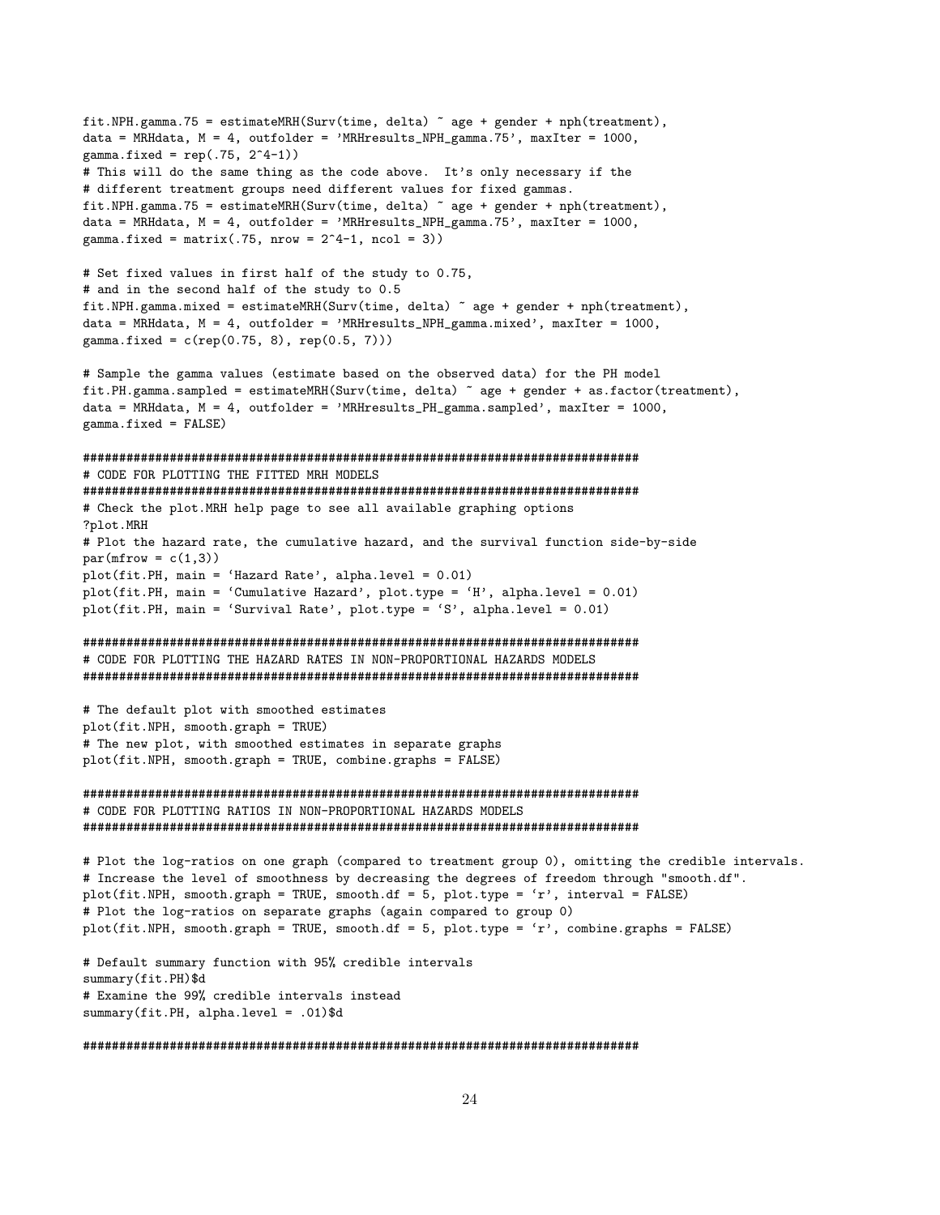```
fit.NPH.gamma.75 = estimateMRH(Surv(time, delta) ~ age + gender + nph(treatment),
data = MRHdata, M = 4, outfolder = 'MRHresults_NPH_gamma.75', maxIter = 1000,
gamma.fixed = rep(.75, 2^4-1))
# This will do the same thing as the code above.  It's only necessary if the
# different treatment groups need different values for fixed gammas.
fit.NPH.gamma.75 = estimateMRH(Surv(time, delta) ~ age + gender + nph(treatment),
data = MRHdata, M = 4, outfolder = 'MRHresults_NPH_gamma.75', maxIter = 1000,
gamma.fixed = matrix(.75, nrow = 2^4-1, ncol = 3))

# Set fixed values in first half of the study to 0.75,
# and in the second half of the study to 0.5
fit.NPH.gamma.mixed = estimateMRH(Surv(time, delta) ~ age + gender + nph(treatment),
data = MRHdata, M = 4, outfolder = 'MRHresults_NPH_gamma.mixed', maxIter = 1000,
gamma.fixed = c(rep(0.75, 8), rep(0.5, 7)))

# Sample the gamma values (estimate based on the observed data) for the PH model
fit.PH.gamma.sampled = estimateMRH(Surv(time, delta) ~ age + gender + as.factor(treatment),
data = MRHdata, M = 4, outfolder = 'MRHresults_PH_gamma.sampled', maxIter = 1000,
gamma.fixed = FALSE)

###############################################################################
# CODE FOR PLOTTING THE FITTED MRH MODELS
###############################################################################
# Check the plot.MRH help page to see all available graphing options
?plot.MRH
# Plot the hazard rate, the cumulative hazard, and the survival function side-by-side
par(mfrow = c(1,3))
plot(fit.PH, main = 'Hazard Rate', alpha.level = 0.01)
plot(fit.PH, main = 'Cumulative Hazard', plot.type = 'H', alpha.level = 0.01)
plot(fit.PH, main = 'Survival Rate', plot.type = 'S', alpha.level = 0.01)

###############################################################################
# CODE FOR PLOTTING THE HAZARD RATES IN NON-PROPORTIONAL HAZARDS MODELS
###############################################################################

# The default plot with smoothed estimates
plot(fit.NPH, smooth.graph = TRUE)
# The new plot, with smoothed estimates in separate graphs
plot(fit.NPH, smooth.graph = TRUE, combine.graphs = FALSE)

###############################################################################
# CODE FOR PLOTTING RATIOS IN NON-PROPORTIONAL HAZARDS MODELS
###############################################################################

# Plot the log-ratios on one graph (compared to treatment group 0), omitting the credible intervals.
# Increase the level of smoothness by decreasing the degrees of freedom through "smooth.df".
plot(fit.NPH, smooth.graph = TRUE, smooth.df = 5, plot.type = 'r', interval = FALSE)
# Plot the log-ratios on separate graphs (again compared to group 0)
plot(fit.NPH, smooth.graph = TRUE, smooth.df = 5, plot.type = 'r', combine.graphs = FALSE)

# Default summary function with 95% credible intervals
summary(fit.PH)$d
# Examine the 99% credible intervals instead
summary(fit.PH, alpha.level = .01)$d

###############################################################################
```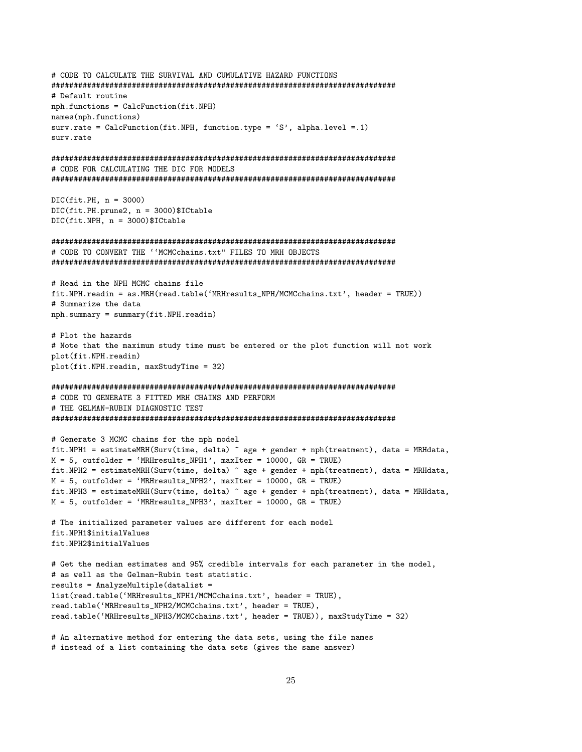```
# CODE TO CALCULATE THE SURVIVAL AND CUMULATIVE HAZARD FUNCTIONS
###############################################################################
# Default routine
nph.functions = CalcFunction(fit.NPH)
names(nph.functions)
surv.rate = CalcFunction(fit.NPH, function.type = 'S', alpha.level =.1)
surv.rate

###############################################################################
# CODE FOR CALCULATING THE DIC FOR MODELS
###############################################################################

DIC(fit.PH, n = 3000)
DIC(fit.PH.prune2, n = 3000)$ICtable
DIC(fit.NPH, n = 3000)$ICtable

###############################################################################
# CODE TO CONVERT THE ''MCMCchains.txt" FILES TO MRH OBJECTS
###############################################################################

# Read in the NPH MCMC chains file
fit.NPH.readin = as.MRH(read.table('MRHresults_NPH/MCMCchains.txt', header = TRUE))
# Summarize the data
nph.summary = summary(fit.NPH.readin)

# Plot the hazards
# Note that the maximum study time must be entered or the plot function will not work
plot(fit.NPH.readin)
plot(fit.NPH.readin, maxStudyTime = 32)

###############################################################################
# CODE TO GENERATE 3 FITTED MRH CHAINS AND PERFORM
# THE GELMAN-RUBIN DIAGNOSTIC TEST
###############################################################################

# Generate 3 MCMC chains for the nph model
fit.NPH1 = estimateMRH(Surv(time, delta) ~ age + gender + nph(treatment), data = MRHdata,
M = 5, outfolder = 'MRHresults_NPH1', maxIter = 10000, GR = TRUE)
fit.NPH2 = estimateMRH(Surv(time, delta) ~ age + gender + nph(treatment), data = MRHdata,
M = 5, outfolder = 'MRHresults_NPH2', maxIter = 10000, GR = TRUE)
fit.NPH3 = estimateMRH(Surv(time, delta) ~ age + gender + nph(treatment), data = MRHdata,
M = 5, outfolder = 'MRHresults_NPH3', maxIter = 10000, GR = TRUE)

# The initialized parameter values are different for each model
fit.NPH1$initialValues
fit.NPH2$initialValues

# Get the median estimates and 95% credible intervals for each parameter in the model,
# as well as the Gelman-Rubin test statistic.
results = AnalyzeMultiple(datalist =
list(read.table('MRHresults_NPH1/MCMCchains.txt', header = TRUE),
read.table('MRHresults_NPH2/MCMCchains.txt', header = TRUE),
read.table('MRHresults_NPH3/MCMCchains.txt', header = TRUE)), maxStudyTime = 32)

# An alternative method for entering the data sets, using the file names
# instead of a list containing the data sets (gives the same answer)
```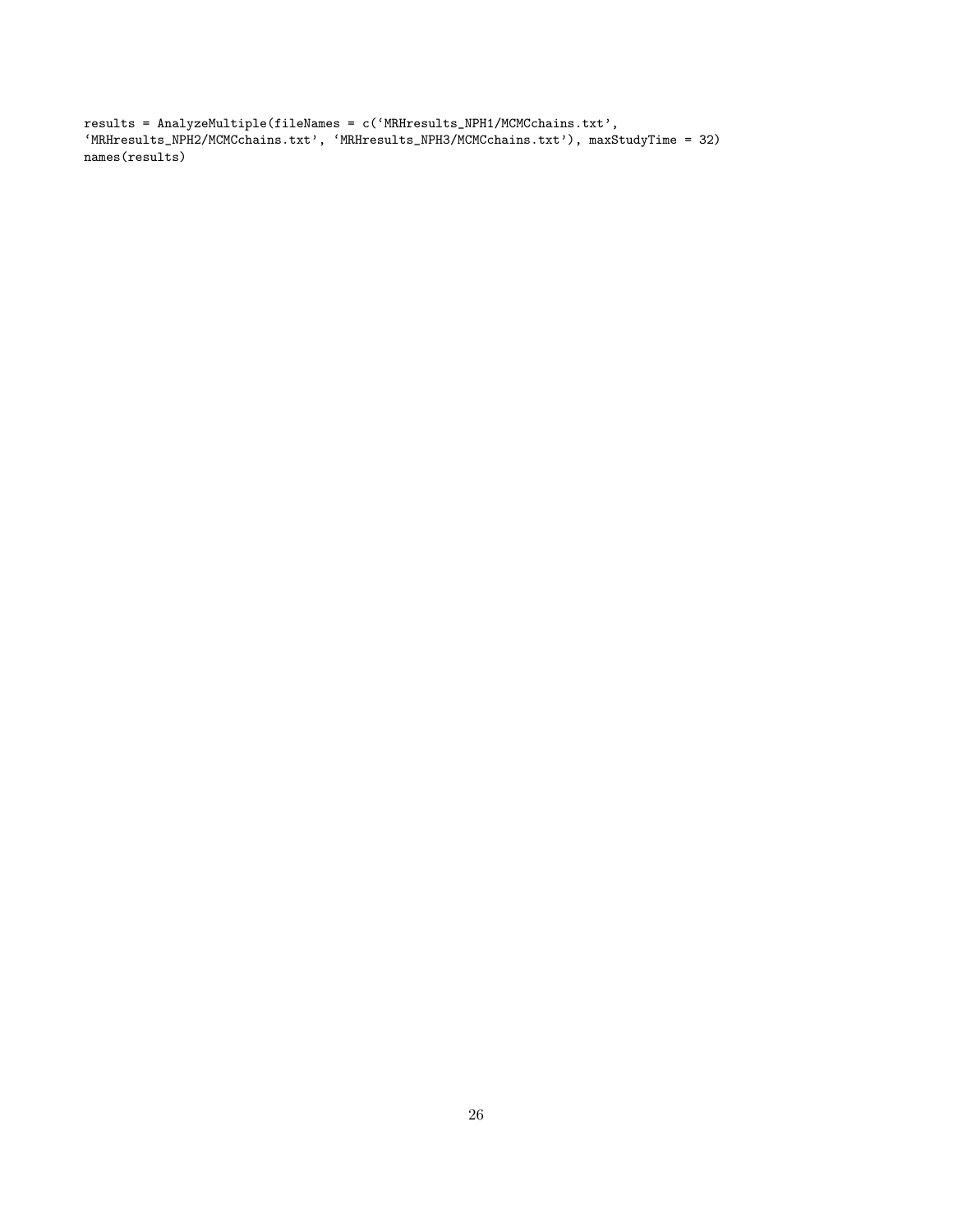```
results = AnalyzeMultiple(fileNames = c('MRHresults_NPH1/MCMCchains.txt',
'MRHresults_NPH2/MCMCchains.txt', 'MRHresults_NPH3/MCMCchains.txt'), maxStudyTime = 32)
names(results)
```